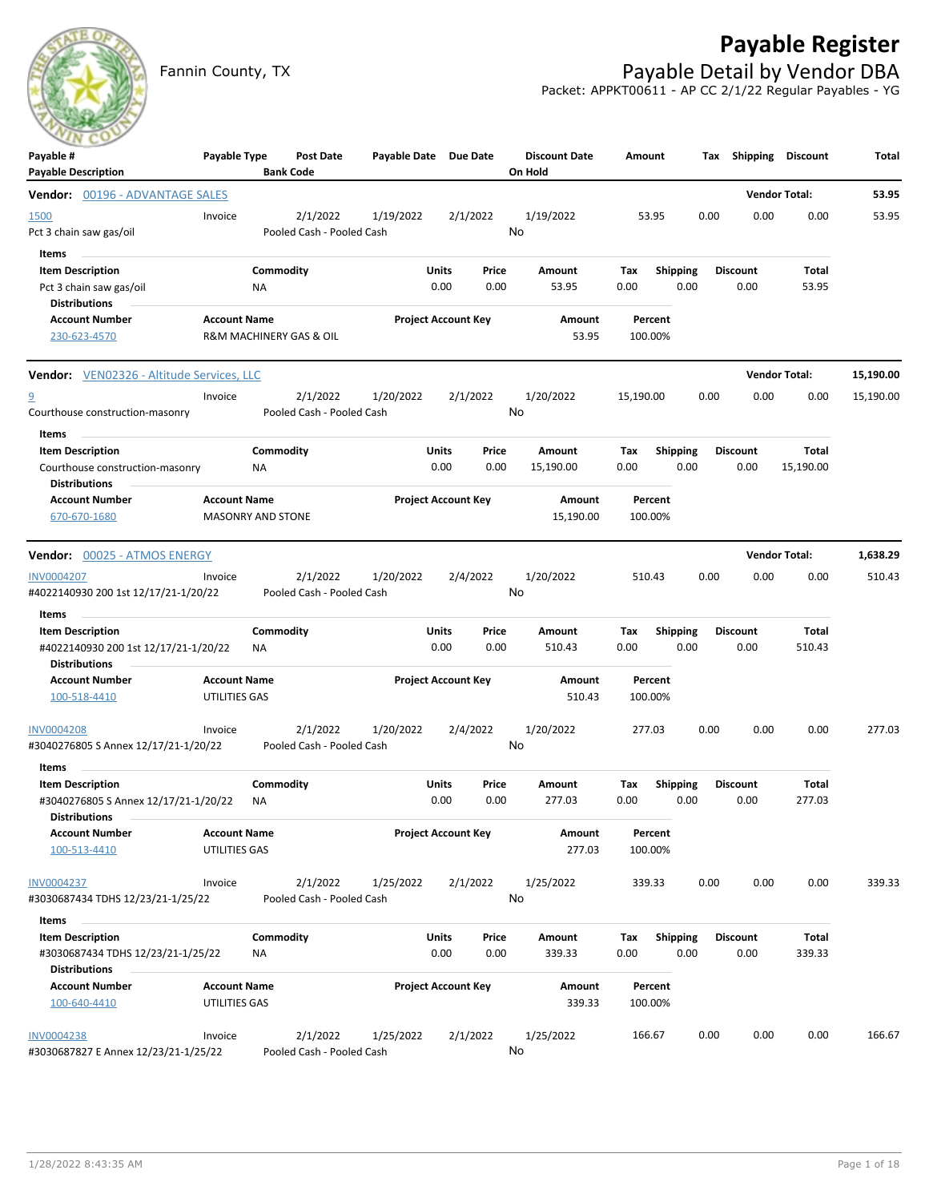# Payable Register

Fannin County, TX

## Payable Detail by Vendor DBA

Packet: APPKT00611 - AP CC 2/1/22 Regular Payables - YG

| Payable # / Payable Description | Payable Type | Post Date / Bank Code | Payable Date | Due Date | Discount Date / On Hold | Amount | Tax | Shipping | Discount | Total |
|---|---|---|---|---|---|---|---|---|---|---|

**Vendor: 00196 - ADVANTAGE SALES** — Vendor Total: **53.95**

| Payable # | Payable Type | Post Date | Payable Date | Due Date | Discount Date | Amount | Tax | Shipping | Discount | Total |
|---|---|---|---|---|---|---|---|---|---|---|
| 1500 | Invoice | 2/1/2022 | 1/19/2022 | 2/1/2022 | 1/19/2022 | 53.95 | 0.00 | 0.00 | 0.00 | 53.95 |
| Pct 3 chain saw gas/oil | | Pooled Cash - Pooled Cash | | | No | | | | | |

Items

| Item Description | Commodity | Units | Price | Amount | Tax | Shipping | Discount | Total |
|---|---|---|---|---|---|---|---|---|
| Pct 3 chain saw gas/oil | NA | 0.00 | 0.00 | 53.95 | 0.00 | 0.00 | 0.00 | 53.95 |

Distributions

| Account Number | Account Name | Project Account Key | Amount | Percent |
|---|---|---|---|---|
| 230-623-4570 | R&M MACHINERY GAS & OIL | | 53.95 | 100.00% |

**Vendor: VEN02326 - Altitude Services, LLC** — Vendor Total: **15,190.00**

| Payable # | Payable Type | Post Date | Payable Date | Due Date | Discount Date | Amount | Tax | Shipping | Discount | Total |
|---|---|---|---|---|---|---|---|---|---|---|
| 9 | Invoice | 2/1/2022 | 1/20/2022 | 2/1/2022 | 1/20/2022 | 15,190.00 | 0.00 | 0.00 | 0.00 | 15,190.00 |
| Courthouse construction-masonry | | Pooled Cash - Pooled Cash | | | No | | | | | |

Items

| Item Description | Commodity | Units | Price | Amount | Tax | Shipping | Discount | Total |
|---|---|---|---|---|---|---|---|---|
| Courthouse construction-masonry | NA | 0.00 | 0.00 | 15,190.00 | 0.00 | 0.00 | 0.00 | 15,190.00 |

Distributions

| Account Number | Account Name | Project Account Key | Amount | Percent |
|---|---|---|---|---|
| 670-670-1680 | MASONRY AND STONE | | 15,190.00 | 100.00% |

**Vendor: 00025 - ATMOS ENERGY** — Vendor Total: **1,638.29**

| Payable # | Payable Type | Post Date | Payable Date | Due Date | Discount Date | Amount | Tax | Shipping | Discount | Total |
|---|---|---|---|---|---|---|---|---|---|---|
| INV0004207 | Invoice | 2/1/2022 | 1/20/2022 | 2/4/2022 | 1/20/2022 | 510.43 | 0.00 | 0.00 | 0.00 | 510.43 |
| #4022140930 200 1st 12/17/21-1/20/22 | | Pooled Cash - Pooled Cash | | | No | | | | | |

Items

| Item Description | Commodity | Units | Price | Amount | Tax | Shipping | Discount | Total |
|---|---|---|---|---|---|---|---|---|
| #4022140930 200 1st 12/17/21-1/20/22 | NA | 0.00 | 0.00 | 510.43 | 0.00 | 0.00 | 0.00 | 510.43 |

Distributions

| Account Number | Account Name | Project Account Key | Amount | Percent |
|---|---|---|---|---|
| 100-518-4410 | UTILITIES GAS | | 510.43 | 100.00% |

| Payable # | Payable Type | Post Date | Payable Date | Due Date | Discount Date | Amount | Tax | Shipping | Discount | Total |
|---|---|---|---|---|---|---|---|---|---|---|
| INV0004208 | Invoice | 2/1/2022 | 1/20/2022 | 2/4/2022 | 1/20/2022 | 277.03 | 0.00 | 0.00 | 0.00 | 277.03 |
| #3040276805 S Annex 12/17/21-1/20/22 | | Pooled Cash - Pooled Cash | | | No | | | | | |

Items

| Item Description | Commodity | Units | Price | Amount | Tax | Shipping | Discount | Total |
|---|---|---|---|---|---|---|---|---|
| #3040276805 S Annex 12/17/21-1/20/22 | NA | 0.00 | 0.00 | 277.03 | 0.00 | 0.00 | 0.00 | 277.03 |

Distributions

| Account Number | Account Name | Project Account Key | Amount | Percent |
|---|---|---|---|---|
| 100-513-4410 | UTILITIES GAS | | 277.03 | 100.00% |

| Payable # | Payable Type | Post Date | Payable Date | Due Date | Discount Date | Amount | Tax | Shipping | Discount | Total |
|---|---|---|---|---|---|---|---|---|---|---|
| INV0004237 | Invoice | 2/1/2022 | 1/25/2022 | 2/1/2022 | 1/25/2022 | 339.33 | 0.00 | 0.00 | 0.00 | 339.33 |
| #3030687434 TDHS 12/23/21-1/25/22 | | Pooled Cash - Pooled Cash | | | No | | | | | |

Items

| Item Description | Commodity | Units | Price | Amount | Tax | Shipping | Discount | Total |
|---|---|---|---|---|---|---|---|---|
| #3030687434 TDHS 12/23/21-1/25/22 | NA | 0.00 | 0.00 | 339.33 | 0.00 | 0.00 | 0.00 | 339.33 |

Distributions

| Account Number | Account Name | Project Account Key | Amount | Percent |
|---|---|---|---|---|
| 100-640-4410 | UTILITIES GAS | | 339.33 | 100.00% |

| Payable # | Payable Type | Post Date | Payable Date | Due Date | Discount Date | Amount | Tax | Shipping | Discount | Total |
|---|---|---|---|---|---|---|---|---|---|---|
| INV0004238 | Invoice | 2/1/2022 | 1/25/2022 | 2/1/2022 | 1/25/2022 | 166.67 | 0.00 | 0.00 | 0.00 | 166.67 |
| #3030687827 E Annex 12/23/21-1/25/22 | | Pooled Cash - Pooled Cash | | | No | | | | | |

1/28/2022 8:43:35 AM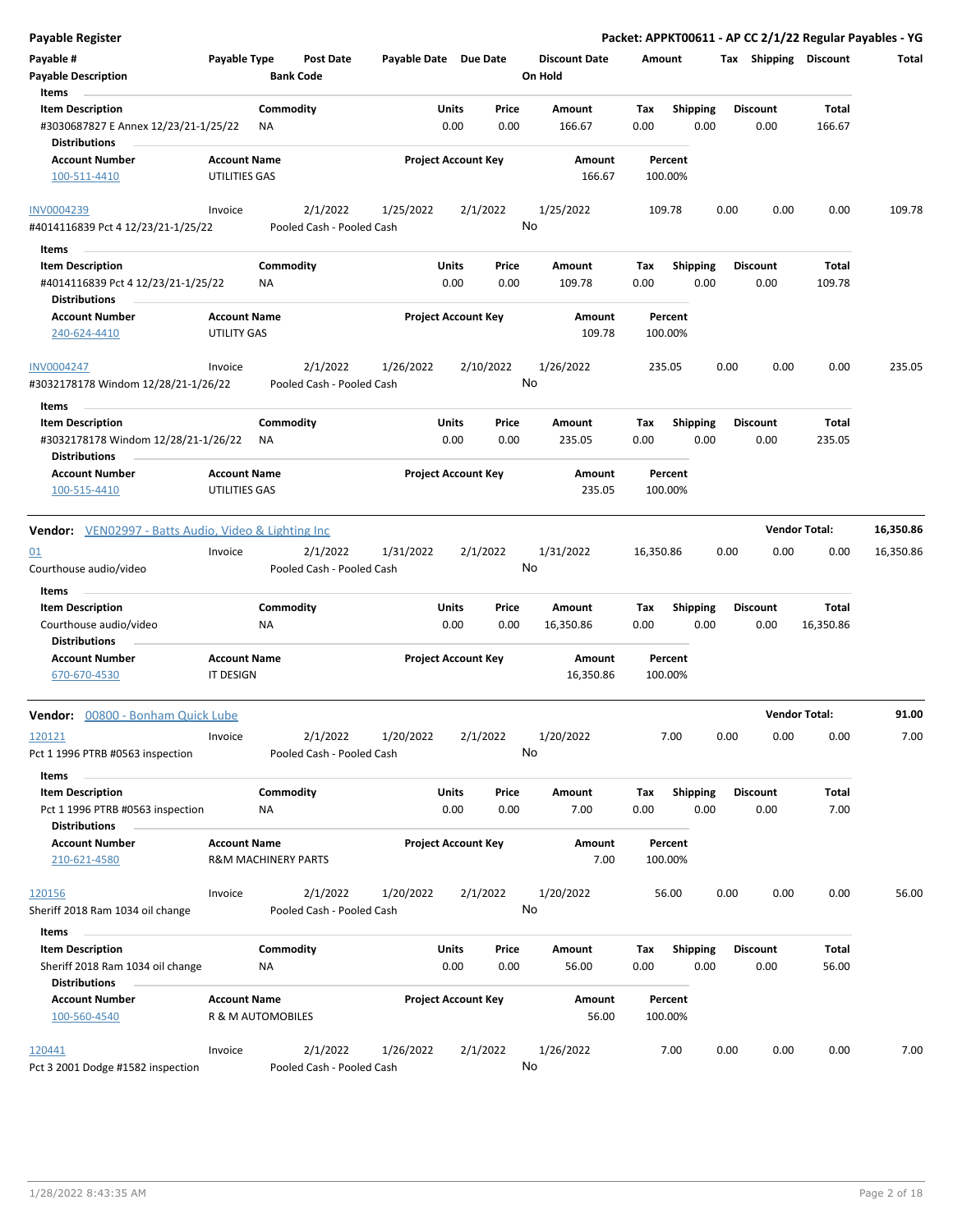**Payable Register** — **Packet: APPKT00611 - AP CC 2/1/22 Regular Payables - YG**

| Payable # / Payable Description | Payable Type | Post Date / Bank Code | Payable Date | Due Date | Discount Date / On Hold | Amount | Tax | Shipping | Discount | Total |
|---|---|---|---|---|---|---|---|---|---|---|

Items

| Item Description | Commodity | Units | Price | Amount | Tax | Shipping | Discount | Total |
|---|---|---|---|---|---|---|---|---|
| #3030687827 E Annex 12/23/21-1/25/22 | NA | 0.00 | 0.00 | 166.67 | 0.00 | 0.00 | 0.00 | 166.67 |

Distributions

| Account Number | Account Name | Project Account Key | Amount | Percent |
|---|---|---|---|---|
| 100-511-4410 | UTILITIES GAS | | 166.67 | 100.00% |

| Payable # | Payable Type | Post Date | Payable Date | Due Date | Discount Date | Amount | Tax | Shipping | Discount | Total |
|---|---|---|---|---|---|---|---|---|---|---|
| INV0004239 | Invoice | 2/1/2022 | 1/25/2022 | 2/1/2022 | 1/25/2022 | 109.78 | 0.00 | 0.00 | 0.00 | 109.78 |
| #4014116839 Pct 4 12/23/21-1/25/22 | | Pooled Cash - Pooled Cash | | | No | | | | | |

Items

| Item Description | Commodity | Units | Price | Amount | Tax | Shipping | Discount | Total |
|---|---|---|---|---|---|---|---|---|
| #4014116839 Pct 4 12/23/21-1/25/22 | NA | 0.00 | 0.00 | 109.78 | 0.00 | 0.00 | 0.00 | 109.78 |

Distributions

| Account Number | Account Name | Project Account Key | Amount | Percent |
|---|---|---|---|---|
| 240-624-4410 | UTILITY GAS | | 109.78 | 100.00% |

| Payable # | Payable Type | Post Date | Payable Date | Due Date | Discount Date | Amount | Tax | Shipping | Discount | Total |
|---|---|---|---|---|---|---|---|---|---|---|
| INV0004247 | Invoice | 2/1/2022 | 1/26/2022 | 2/10/2022 | 1/26/2022 | 235.05 | 0.00 | 0.00 | 0.00 | 235.05 |
| #3032178178 Windom 12/28/21-1/26/22 | | Pooled Cash - Pooled Cash | | | No | | | | | |

Items

| Item Description | Commodity | Units | Price | Amount | Tax | Shipping | Discount | Total |
|---|---|---|---|---|---|---|---|---|
| #3032178178 Windom 12/28/21-1/26/22 | NA | 0.00 | 0.00 | 235.05 | 0.00 | 0.00 | 0.00 | 235.05 |

Distributions

| Account Number | Account Name | Project Account Key | Amount | Percent |
|---|---|---|---|---|
| 100-515-4410 | UTILITIES GAS | | 235.05 | 100.00% |

**Vendor:** VEN02997 - Batts Audio, Video & Lighting Inc — **Vendor Total: 16,350.86**

| Payable # | Payable Type | Post Date | Payable Date | Due Date | Discount Date | Amount | Tax | Shipping | Discount | Total |
|---|---|---|---|---|---|---|---|---|---|---|
| 01 | Invoice | 2/1/2022 | 1/31/2022 | 2/1/2022 | 1/31/2022 | 16,350.86 | 0.00 | 0.00 | 0.00 | 16,350.86 |
| Courthouse audio/video | | Pooled Cash - Pooled Cash | | | No | | | | | |

Items

| Item Description | Commodity | Units | Price | Amount | Tax | Shipping | Discount | Total |
|---|---|---|---|---|---|---|---|---|
| Courthouse audio/video | NA | 0.00 | 0.00 | 16,350.86 | 0.00 | 0.00 | 0.00 | 16,350.86 |

Distributions

| Account Number | Account Name | Project Account Key | Amount | Percent |
|---|---|---|---|---|
| 670-670-4530 | IT DESIGN | | 16,350.86 | 100.00% |

**Vendor:** 00800 - Bonham Quick Lube — **Vendor Total: 91.00**

| Payable # | Payable Type | Post Date | Payable Date | Due Date | Discount Date | Amount | Tax | Shipping | Discount | Total |
|---|---|---|---|---|---|---|---|---|---|---|
| 120121 | Invoice | 2/1/2022 | 1/20/2022 | 2/1/2022 | 1/20/2022 | 7.00 | 0.00 | 0.00 | 0.00 | 7.00 |
| Pct 1 1996 PTRB #0563 inspection | | Pooled Cash - Pooled Cash | | | No | | | | | |

Items

| Item Description | Commodity | Units | Price | Amount | Tax | Shipping | Discount | Total |
|---|---|---|---|---|---|---|---|---|
| Pct 1 1996 PTRB #0563 inspection | NA | 0.00 | 0.00 | 7.00 | 0.00 | 0.00 | 0.00 | 7.00 |

Distributions

| Account Number | Account Name | Project Account Key | Amount | Percent |
|---|---|---|---|---|
| 210-621-4580 | R&M MACHINERY PARTS | | 7.00 | 100.00% |

| Payable # | Payable Type | Post Date | Payable Date | Due Date | Discount Date | Amount | Tax | Shipping | Discount | Total |
|---|---|---|---|---|---|---|---|---|---|---|
| 120156 | Invoice | 2/1/2022 | 1/20/2022 | 2/1/2022 | 1/20/2022 | 56.00 | 0.00 | 0.00 | 0.00 | 56.00 |
| Sheriff 2018 Ram 1034 oil change | | Pooled Cash - Pooled Cash | | | No | | | | | |

Items

| Item Description | Commodity | Units | Price | Amount | Tax | Shipping | Discount | Total |
|---|---|---|---|---|---|---|---|---|
| Sheriff 2018 Ram 1034 oil change | NA | 0.00 | 0.00 | 56.00 | 0.00 | 0.00 | 0.00 | 56.00 |

Distributions

| Account Number | Account Name | Project Account Key | Amount | Percent |
|---|---|---|---|---|
| 100-560-4540 | R & M AUTOMOBILES | | 56.00 | 100.00% |

| Payable # | Payable Type | Post Date | Payable Date | Due Date | Discount Date | Amount | Tax | Shipping | Discount | Total |
|---|---|---|---|---|---|---|---|---|---|---|
| 120441 | Invoice | 2/1/2022 | 1/26/2022 | 2/1/2022 | 1/26/2022 | 7.00 | 0.00 | 0.00 | 0.00 | 7.00 |
| Pct 3 2001 Dodge #1582 inspection | | Pooled Cash - Pooled Cash | | | No | | | | | |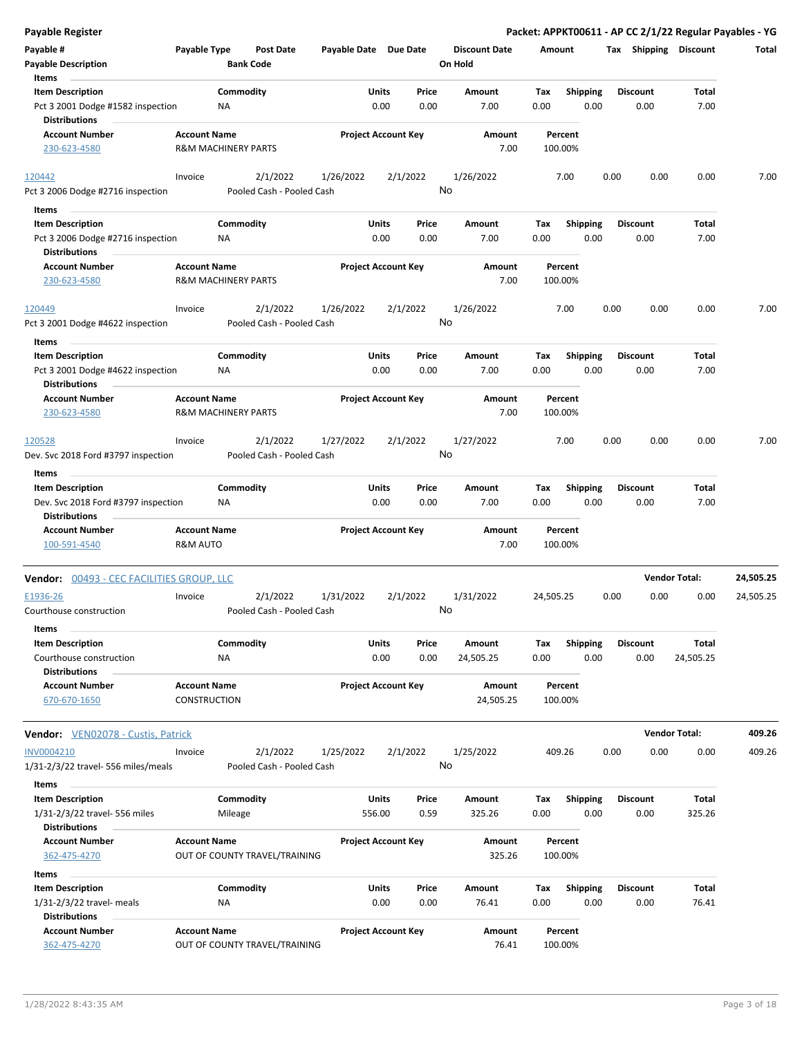**Payable Register**

**Packet: APPKT00611 - AP CC 2/1/22 Regular Payables - YG**

| Payable # | Payable Type | Post Date | Payable Date | Due Date | Discount Date | Amount | Tax | Shipping | Discount | Total |
|---|---|---|---|---|---|---|---|---|---|---|
| Payable Description | | Bank Code | | | On Hold | | | | | |

**Items**

| Item Description | Commodity | Units | Price | Amount | Tax | Shipping | Discount | Total |
|---|---|---|---|---|---|---|---|---|
| Pct 3 2001 Dodge #1582 inspection | NA | 0.00 | 0.00 | 7.00 | 0.00 | 0.00 | 0.00 | 7.00 |

**Distributions**

| Account Number | Account Name | Project Account Key | Amount | Percent |
|---|---|---|---|---|
| 230-623-4580 | R&M MACHINERY PARTS | | 7.00 | 100.00% |

| Payable # | Payable Type | Post Date | Payable Date | Due Date | Discount Date | Amount | Tax | Shipping | Discount | Total |
|---|---|---|---|---|---|---|---|---|---|---|
| 120442 | Invoice | 2/1/2022 | 1/26/2022 | 2/1/2022 | 1/26/2022 | 7.00 | 0.00 | 0.00 | 0.00 | 7.00 |
| Pct 3 2006 Dodge #2716 inspection | | Pooled Cash - Pooled Cash | | | No | | | | | |

**Items**

| Item Description | Commodity | Units | Price | Amount | Tax | Shipping | Discount | Total |
|---|---|---|---|---|---|---|---|---|
| Pct 3 2006 Dodge #2716 inspection | NA | 0.00 | 0.00 | 7.00 | 0.00 | 0.00 | 0.00 | 7.00 |

**Distributions**

| Account Number | Account Name | Project Account Key | Amount | Percent |
|---|---|---|---|---|
| 230-623-4580 | R&M MACHINERY PARTS | | 7.00 | 100.00% |

| Payable # | Payable Type | Post Date | Payable Date | Due Date | Discount Date | Amount | Tax | Shipping | Discount | Total |
|---|---|---|---|---|---|---|---|---|---|---|
| 120449 | Invoice | 2/1/2022 | 1/26/2022 | 2/1/2022 | 1/26/2022 | 7.00 | 0.00 | 0.00 | 0.00 | 7.00 |
| Pct 3 2001 Dodge #4622 inspection | | Pooled Cash - Pooled Cash | | | No | | | | | |

**Items**

| Item Description | Commodity | Units | Price | Amount | Tax | Shipping | Discount | Total |
|---|---|---|---|---|---|---|---|---|
| Pct 3 2001 Dodge #4622 inspection | NA | 0.00 | 0.00 | 7.00 | 0.00 | 0.00 | 0.00 | 7.00 |

**Distributions**

| Account Number | Account Name | Project Account Key | Amount | Percent |
|---|---|---|---|---|
| 230-623-4580 | R&M MACHINERY PARTS | | 7.00 | 100.00% |

| Payable # | Payable Type | Post Date | Payable Date | Due Date | Discount Date | Amount | Tax | Shipping | Discount | Total |
|---|---|---|---|---|---|---|---|---|---|---|
| 120528 | Invoice | 2/1/2022 | 1/27/2022 | 2/1/2022 | 1/27/2022 | 7.00 | 0.00 | 0.00 | 0.00 | 7.00 |
| Dev. Svc 2018 Ford #3797 inspection | | Pooled Cash - Pooled Cash | | | No | | | | | |

**Items**

| Item Description | Commodity | Units | Price | Amount | Tax | Shipping | Discount | Total |
|---|---|---|---|---|---|---|---|---|
| Dev. Svc 2018 Ford #3797 inspection | NA | 0.00 | 0.00 | 7.00 | 0.00 | 0.00 | 0.00 | 7.00 |

**Distributions**

| Account Number | Account Name | Project Account Key | Amount | Percent |
|---|---|---|---|---|
| 100-591-4540 | R&M AUTO | | 7.00 | 100.00% |

**Vendor: 00493 - CEC FACILITIES GROUP, LLC** — **Vendor Total: 24,505.25**

| Payable # | Payable Type | Post Date | Payable Date | Due Date | Discount Date | Amount | Tax | Shipping | Discount | Total |
|---|---|---|---|---|---|---|---|---|---|---|
| E1936-26 | Invoice | 2/1/2022 | 1/31/2022 | 2/1/2022 | 1/31/2022 | 24,505.25 | 0.00 | 0.00 | 0.00 | 24,505.25 |
| Courthouse construction | | Pooled Cash - Pooled Cash | | | No | | | | | |

**Items**

| Item Description | Commodity | Units | Price | Amount | Tax | Shipping | Discount | Total |
|---|---|---|---|---|---|---|---|---|
| Courthouse construction | NA | 0.00 | 0.00 | 24,505.25 | 0.00 | 0.00 | 0.00 | 24,505.25 |

**Distributions**

| Account Number | Account Name | Project Account Key | Amount | Percent |
|---|---|---|---|---|
| 670-670-1650 | CONSTRUCTION | | 24,505.25 | 100.00% |

**Vendor: VEN02078 - Custis, Patrick** — **Vendor Total: 409.26**

| Payable # | Payable Type | Post Date | Payable Date | Due Date | Discount Date | Amount | Tax | Shipping | Discount | Total |
|---|---|---|---|---|---|---|---|---|---|---|
| INV0004210 | Invoice | 2/1/2022 | 1/25/2022 | 2/1/2022 | 1/25/2022 | 409.26 | 0.00 | 0.00 | 0.00 | 409.26 |
| 1/31-2/3/22 travel- 556 miles/meals | | Pooled Cash - Pooled Cash | | | No | | | | | |

**Items**

| Item Description | Commodity | Units | Price | Amount | Tax | Shipping | Discount | Total |
|---|---|---|---|---|---|---|---|---|
| 1/31-2/3/22 travel- 556 miles | Mileage | 556.00 | 0.59 | 325.26 | 0.00 | 0.00 | 0.00 | 325.26 |

**Distributions**

| Account Number | Account Name | Project Account Key | Amount | Percent |
|---|---|---|---|---|
| 362-475-4270 | OUT OF COUNTY TRAVEL/TRAINING | | 325.26 | 100.00% |

**Items**

| Item Description | Commodity | Units | Price | Amount | Tax | Shipping | Discount | Total |
|---|---|---|---|---|---|---|---|---|
| 1/31-2/3/22 travel- meals | NA | 0.00 | 0.00 | 76.41 | 0.00 | 0.00 | 0.00 | 76.41 |

**Distributions**

| Account Number | Account Name | Project Account Key | Amount | Percent |
|---|---|---|---|---|
| 362-475-4270 | OUT OF COUNTY TRAVEL/TRAINING | | 76.41 | 100.00% |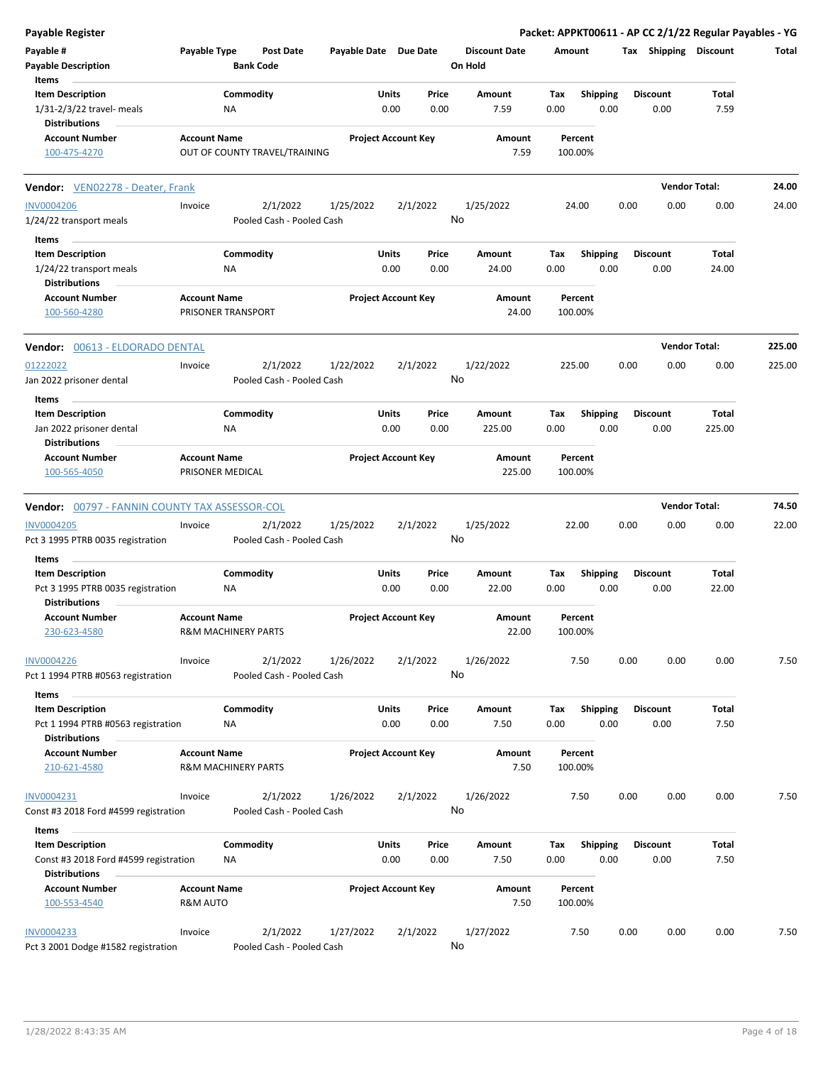**Payable Register** — **Packet: APPKT00611 - AP CC 2/1/22 Regular Payables - YG**

| Payable # | Payable Type | Post Date | Payable Date | Due Date | Discount Date | Amount | Tax | Shipping | Discount | Total |
|---|---|---|---|---|---|---|---|---|---|---|
| Payable Description | | Bank Code | | | On Hold | | | | | |

**Items**

| Item Description | Commodity | Units | Price | Amount | Tax | Shipping | Discount | Total |
|---|---|---|---|---|---|---|---|---|
| 1/31-2/3/22 travel- meals | NA | 0.00 | 0.00 | 7.59 | 0.00 | 0.00 | 0.00 | 7.59 |

**Distributions**

| Account Number | Account Name | Project Account Key | Amount | Percent |
|---|---|---|---|---|
| 100-475-4270 | OUT OF COUNTY TRAVEL/TRAINING | | 7.59 | 100.00% |

---

**Vendor: VEN02278 - Deater, Frank** — **Vendor Total: 24.00**

| Payable # | Payable Type | Post Date | Payable Date | Due Date | Discount Date | Amount | Tax | Shipping | Discount | Total |
|---|---|---|---|---|---|---|---|---|---|---|
| INV0004206 | Invoice | 2/1/2022 | 1/25/2022 | 2/1/2022 | 1/25/2022 | 24.00 | 0.00 | 0.00 | 0.00 | 24.00 |
| 1/24/22 transport meals | | Pooled Cash - Pooled Cash | | | No | | | | | |

**Items**

| Item Description | Commodity | Units | Price | Amount | Tax | Shipping | Discount | Total |
|---|---|---|---|---|---|---|---|---|
| 1/24/22 transport meals | NA | 0.00 | 0.00 | 24.00 | 0.00 | 0.00 | 0.00 | 24.00 |

**Distributions**

| Account Number | Account Name | Project Account Key | Amount | Percent |
|---|---|---|---|---|
| 100-560-4280 | PRISONER TRANSPORT | | 24.00 | 100.00% |

---

**Vendor: 00613 - ELDORADO DENTAL** — **Vendor Total: 225.00**

| Payable # | Payable Type | Post Date | Payable Date | Due Date | Discount Date | Amount | Tax | Shipping | Discount | Total |
|---|---|---|---|---|---|---|---|---|---|---|
| 01222022 | Invoice | 2/1/2022 | 1/22/2022 | 2/1/2022 | 1/22/2022 | 225.00 | 0.00 | 0.00 | 0.00 | 225.00 |
| Jan 2022 prisoner dental | | Pooled Cash - Pooled Cash | | | No | | | | | |

**Items**

| Item Description | Commodity | Units | Price | Amount | Tax | Shipping | Discount | Total |
|---|---|---|---|---|---|---|---|---|
| Jan 2022 prisoner dental | NA | 0.00 | 0.00 | 225.00 | 0.00 | 0.00 | 0.00 | 225.00 |

**Distributions**

| Account Number | Account Name | Project Account Key | Amount | Percent |
|---|---|---|---|---|
| 100-565-4050 | PRISONER MEDICAL | | 225.00 | 100.00% |

---

**Vendor: 00797 - FANNIN COUNTY TAX ASSESSOR-COL** — **Vendor Total: 74.50**

| Payable # | Payable Type | Post Date | Payable Date | Due Date | Discount Date | Amount | Tax | Shipping | Discount | Total |
|---|---|---|---|---|---|---|---|---|---|---|
| INV0004205 | Invoice | 2/1/2022 | 1/25/2022 | 2/1/2022 | 1/25/2022 | 22.00 | 0.00 | 0.00 | 0.00 | 22.00 |
| Pct 3 1995 PTRB 0035 registration | | Pooled Cash - Pooled Cash | | | No | | | | | |

**Items**

| Item Description | Commodity | Units | Price | Amount | Tax | Shipping | Discount | Total |
|---|---|---|---|---|---|---|---|---|
| Pct 3 1995 PTRB 0035 registration | NA | 0.00 | 0.00 | 22.00 | 0.00 | 0.00 | 0.00 | 22.00 |

**Distributions**

| Account Number | Account Name | Project Account Key | Amount | Percent |
|---|---|---|---|---|
| 230-623-4580 | R&M MACHINERY PARTS | | 22.00 | 100.00% |

| Payable # | Payable Type | Post Date | Payable Date | Due Date | Discount Date | Amount | Tax | Shipping | Discount | Total |
|---|---|---|---|---|---|---|---|---|---|---|
| INV0004226 | Invoice | 2/1/2022 | 1/26/2022 | 2/1/2022 | 1/26/2022 | 7.50 | 0.00 | 0.00 | 0.00 | 7.50 |
| Pct 1 1994 PTRB #0563 registration | | Pooled Cash - Pooled Cash | | | No | | | | | |

**Items**

| Item Description | Commodity | Units | Price | Amount | Tax | Shipping | Discount | Total |
|---|---|---|---|---|---|---|---|---|
| Pct 1 1994 PTRB #0563 registration | NA | 0.00 | 0.00 | 7.50 | 0.00 | 0.00 | 0.00 | 7.50 |

**Distributions**

| Account Number | Account Name | Project Account Key | Amount | Percent |
|---|---|---|---|---|
| 210-621-4580 | R&M MACHINERY PARTS | | 7.50 | 100.00% |

| Payable # | Payable Type | Post Date | Payable Date | Due Date | Discount Date | Amount | Tax | Shipping | Discount | Total |
|---|---|---|---|---|---|---|---|---|---|---|
| INV0004231 | Invoice | 2/1/2022 | 1/26/2022 | 2/1/2022 | 1/26/2022 | 7.50 | 0.00 | 0.00 | 0.00 | 7.50 |
| Const #3 2018 Ford #4599 registration | | Pooled Cash - Pooled Cash | | | No | | | | | |

**Items**

| Item Description | Commodity | Units | Price | Amount | Tax | Shipping | Discount | Total |
|---|---|---|---|---|---|---|---|---|
| Const #3 2018 Ford #4599 registration | NA | 0.00 | 0.00 | 7.50 | 0.00 | 0.00 | 0.00 | 7.50 |

**Distributions**

| Account Number | Account Name | Project Account Key | Amount | Percent |
|---|---|---|---|---|
| 100-553-4540 | R&M AUTO | | 7.50 | 100.00% |

| Payable # | Payable Type | Post Date | Payable Date | Due Date | Discount Date | Amount | Tax | Shipping | Discount | Total |
|---|---|---|---|---|---|---|---|---|---|---|
| INV0004233 | Invoice | 2/1/2022 | 1/27/2022 | 2/1/2022 | 1/27/2022 | 7.50 | 0.00 | 0.00 | 0.00 | 7.50 |
| Pct 3 2001 Dodge #1582 registration | | Pooled Cash - Pooled Cash | | | No | | | | | |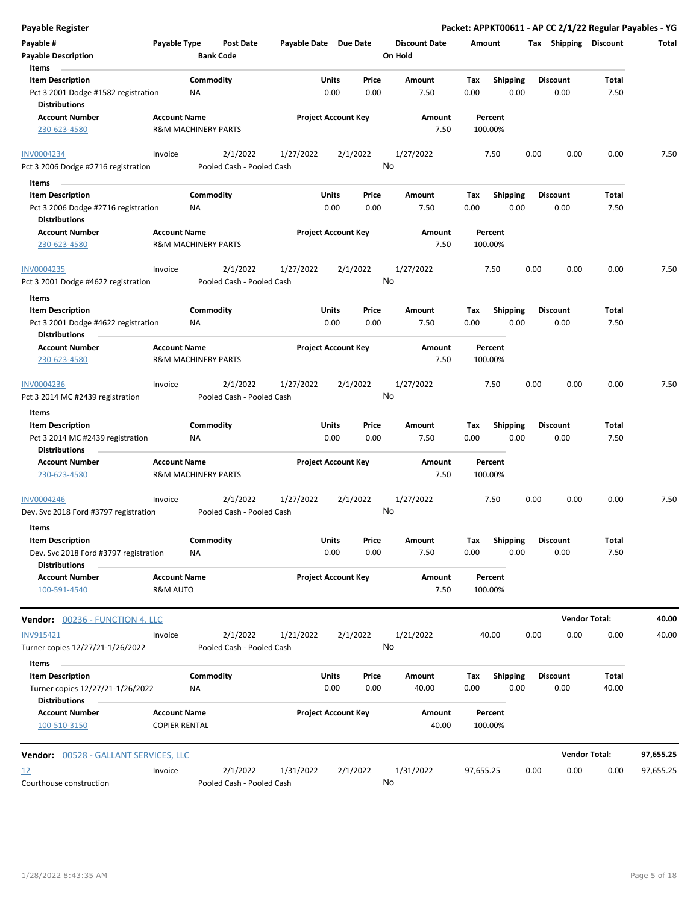**Payable Register** — **Packet: APPKT00611 - AP CC 2/1/22 Regular Payables - YG**

| Payable # | Payable Type | Post Date | Payable Date | Due Date | Discount Date | Amount | Tax | Shipping | Discount | Total |
|---|---|---|---|---|---|---|---|---|---|---|
| Payable Description | | Bank Code | | | On Hold | | | | | |

Items

| Item Description | Commodity | Units | Price | Amount | Tax | Shipping | Discount | Total |
|---|---|---|---|---|---|---|---|---|
| Pct 3 2001 Dodge #1582 registration | NA | 0.00 | 0.00 | 7.50 | 0.00 | 0.00 | 0.00 | 7.50 |

Distributions

| Account Number | Account Name | Project Account Key | Amount | Percent |
|---|---|---|---|---|
| 230-623-4580 | R&M MACHINERY PARTS | | 7.50 | 100.00% |

| INV0004234 | Invoice | 2/1/2022 | 1/27/2022 | 2/1/2022 | 1/27/2022 | 7.50 | 0.00 | 0.00 | 0.00 | 7.50 |
|---|---|---|---|---|---|---|---|---|---|---|
| Pct 3 2006 Dodge #2716 registration | | Pooled Cash - Pooled Cash | | | No | | | | | |

Items

| Item Description | Commodity | Units | Price | Amount | Tax | Shipping | Discount | Total |
|---|---|---|---|---|---|---|---|---|
| Pct 3 2006 Dodge #2716 registration | NA | 0.00 | 0.00 | 7.50 | 0.00 | 0.00 | 0.00 | 7.50 |

Distributions

| Account Number | Account Name | Project Account Key | Amount | Percent |
|---|---|---|---|---|
| 230-623-4580 | R&M MACHINERY PARTS | | 7.50 | 100.00% |

| INV0004235 | Invoice | 2/1/2022 | 1/27/2022 | 2/1/2022 | 1/27/2022 | 7.50 | 0.00 | 0.00 | 0.00 | 7.50 |
|---|---|---|---|---|---|---|---|---|---|---|
| Pct 3 2001 Dodge #4622 registration | | Pooled Cash - Pooled Cash | | | No | | | | | |

Items

| Item Description | Commodity | Units | Price | Amount | Tax | Shipping | Discount | Total |
|---|---|---|---|---|---|---|---|---|
| Pct 3 2001 Dodge #4622 registration | NA | 0.00 | 0.00 | 7.50 | 0.00 | 0.00 | 0.00 | 7.50 |

Distributions

| Account Number | Account Name | Project Account Key | Amount | Percent |
|---|---|---|---|---|
| 230-623-4580 | R&M MACHINERY PARTS | | 7.50 | 100.00% |

| INV0004236 | Invoice | 2/1/2022 | 1/27/2022 | 2/1/2022 | 1/27/2022 | 7.50 | 0.00 | 0.00 | 0.00 | 7.50 |
|---|---|---|---|---|---|---|---|---|---|---|
| Pct 3 2014 MC #2439 registration | | Pooled Cash - Pooled Cash | | | No | | | | | |

Items

| Item Description | Commodity | Units | Price | Amount | Tax | Shipping | Discount | Total |
|---|---|---|---|---|---|---|---|---|
| Pct 3 2014 MC #2439 registration | NA | 0.00 | 0.00 | 7.50 | 0.00 | 0.00 | 0.00 | 7.50 |

Distributions

| Account Number | Account Name | Project Account Key | Amount | Percent |
|---|---|---|---|---|
| 230-623-4580 | R&M MACHINERY PARTS | | 7.50 | 100.00% |

| INV0004246 | Invoice | 2/1/2022 | 1/27/2022 | 2/1/2022 | 1/27/2022 | 7.50 | 0.00 | 0.00 | 0.00 | 7.50 |
|---|---|---|---|---|---|---|---|---|---|---|
| Dev. Svc 2018 Ford #3797 registration | | Pooled Cash - Pooled Cash | | | No | | | | | |

Items

| Item Description | Commodity | Units | Price | Amount | Tax | Shipping | Discount | Total |
|---|---|---|---|---|---|---|---|---|
| Dev. Svc 2018 Ford #3797 registration | NA | 0.00 | 0.00 | 7.50 | 0.00 | 0.00 | 0.00 | 7.50 |

Distributions

| Account Number | Account Name | Project Account Key | Amount | Percent |
|---|---|---|---|---|
| 100-591-4540 | R&M AUTO | | 7.50 | 100.00% |

**Vendor:** 00236 - FUNCTION 4, LLC — **Vendor Total: 40.00**

| INV915421 | Invoice | 2/1/2022 | 1/21/2022 | 2/1/2022 | 1/21/2022 | 40.00 | 0.00 | 0.00 | 0.00 | 40.00 |
|---|---|---|---|---|---|---|---|---|---|---|
| Turner copies 12/27/21-1/26/2022 | | Pooled Cash - Pooled Cash | | | No | | | | | |

Items

| Item Description | Commodity | Units | Price | Amount | Tax | Shipping | Discount | Total |
|---|---|---|---|---|---|---|---|---|
| Turner copies 12/27/21-1/26/2022 | NA | 0.00 | 0.00 | 40.00 | 0.00 | 0.00 | 0.00 | 40.00 |

Distributions

| Account Number | Account Name | Project Account Key | Amount | Percent |
|---|---|---|---|---|
| 100-510-3150 | COPIER RENTAL | | 40.00 | 100.00% |

**Vendor:** 00528 - GALLANT SERVICES, LLC — **Vendor Total: 97,655.25**

| 12 | Invoice | 2/1/2022 | 1/31/2022 | 2/1/2022 | 1/31/2022 | 97,655.25 | 0.00 | 0.00 | 0.00 | 97,655.25 |
|---|---|---|---|---|---|---|---|---|---|---|
| Courthouse construction | | Pooled Cash - Pooled Cash | | | No | | | | | |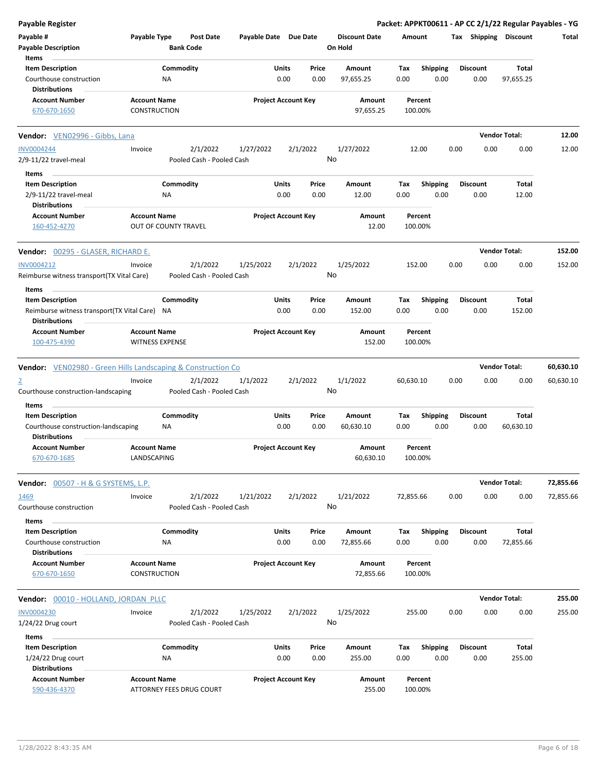**Payable Register** — Packet: APPKT00611 - AP CC 2/1/22 Regular Payables - YG

| Payable # | Payable Type | Post Date | Payable Date | Due Date | Discount Date | Amount | Tax | Shipping | Discount | Total |
|---|---|---|---|---|---|---|---|---|---|---|
| Payable Description | | Bank Code | | | On Hold | | | | | |

Items

| Item Description | Commodity | Units | Price | Amount | Tax | Shipping | Discount | Total |
|---|---|---|---|---|---|---|---|---|
| Courthouse construction | NA | 0.00 | 0.00 | 97,655.25 | 0.00 | 0.00 | 0.00 | 97,655.25 |

Distributions

| Account Number | Account Name | Project Account Key | Amount | Percent |
|---|---|---|---|---|
| 670-670-1650 | CONSTRUCTION | | 97,655.25 | 100.00% |

---

**Vendor: VEN02996 - Gibbs, Lana** — Vendor Total: **12.00**

| Payable # | Payable Type | Post Date | Payable Date | Due Date | Discount Date | Amount | Tax | Shipping | Discount | Total |
|---|---|---|---|---|---|---|---|---|---|---|
| INV0004244 | Invoice | 2/1/2022 | 1/27/2022 | 2/1/2022 | 1/27/2022 | 12.00 | 0.00 | 0.00 | 0.00 | 12.00 |
| 2/9-11/22 travel-meal | | Pooled Cash - Pooled Cash | | | No | | | | | |

Items

| Item Description | Commodity | Units | Price | Amount | Tax | Shipping | Discount | Total |
|---|---|---|---|---|---|---|---|---|
| 2/9-11/22 travel-meal | NA | 0.00 | 0.00 | 12.00 | 0.00 | 0.00 | 0.00 | 12.00 |

Distributions

| Account Number | Account Name | Project Account Key | Amount | Percent |
|---|---|---|---|---|
| 160-452-4270 | OUT OF COUNTY TRAVEL | | 12.00 | 100.00% |

---

**Vendor: 00295 - GLASER, RICHARD E.** — Vendor Total: **152.00**

| Payable # | Payable Type | Post Date | Payable Date | Due Date | Discount Date | Amount | Tax | Shipping | Discount | Total |
|---|---|---|---|---|---|---|---|---|---|---|
| INV0004212 | Invoice | 2/1/2022 | 1/25/2022 | 2/1/2022 | 1/25/2022 | 152.00 | 0.00 | 0.00 | 0.00 | 152.00 |
| Reimburse witness transport(TX Vital Care) | | Pooled Cash - Pooled Cash | | | No | | | | | |

Items

| Item Description | Commodity | Units | Price | Amount | Tax | Shipping | Discount | Total |
|---|---|---|---|---|---|---|---|---|
| Reimburse witness transport(TX Vital Care) | NA | 0.00 | 0.00 | 152.00 | 0.00 | 0.00 | 0.00 | 152.00 |

Distributions

| Account Number | Account Name | Project Account Key | Amount | Percent |
|---|---|---|---|---|
| 100-475-4390 | WITNESS EXPENSE | | 152.00 | 100.00% |

---

**Vendor: VEN02980 - Green Hills Landscaping & Construction Co** — Vendor Total: **60,630.10**

| Payable # | Payable Type | Post Date | Payable Date | Due Date | Discount Date | Amount | Tax | Shipping | Discount | Total |
|---|---|---|---|---|---|---|---|---|---|---|
| 2 | Invoice | 2/1/2022 | 1/1/2022 | 2/1/2022 | 1/1/2022 | 60,630.10 | 0.00 | 0.00 | 0.00 | 60,630.10 |
| Courthouse construction-landscaping | | Pooled Cash - Pooled Cash | | | No | | | | | |

Items

| Item Description | Commodity | Units | Price | Amount | Tax | Shipping | Discount | Total |
|---|---|---|---|---|---|---|---|---|
| Courthouse construction-landscaping | NA | 0.00 | 0.00 | 60,630.10 | 0.00 | 0.00 | 0.00 | 60,630.10 |

Distributions

| Account Number | Account Name | Project Account Key | Amount | Percent |
|---|---|---|---|---|
| 670-670-1685 | LANDSCAPING | | 60,630.10 | 100.00% |

---

**Vendor: 00507 - H & G SYSTEMS, L.P.** — Vendor Total: **72,855.66**

| Payable # | Payable Type | Post Date | Payable Date | Due Date | Discount Date | Amount | Tax | Shipping | Discount | Total |
|---|---|---|---|---|---|---|---|---|---|---|
| 1469 | Invoice | 2/1/2022 | 1/21/2022 | 2/1/2022 | 1/21/2022 | 72,855.66 | 0.00 | 0.00 | 0.00 | 72,855.66 |
| Courthouse construction | | Pooled Cash - Pooled Cash | | | No | | | | | |

Items

| Item Description | Commodity | Units | Price | Amount | Tax | Shipping | Discount | Total |
|---|---|---|---|---|---|---|---|---|
| Courthouse construction | NA | 0.00 | 0.00 | 72,855.66 | 0.00 | 0.00 | 0.00 | 72,855.66 |

Distributions

| Account Number | Account Name | Project Account Key | Amount | Percent |
|---|---|---|---|---|
| 670-670-1650 | CONSTRUCTION | | 72,855.66 | 100.00% |

---

**Vendor: 00010 - HOLLAND, JORDAN PLLC** — Vendor Total: **255.00**

| Payable # | Payable Type | Post Date | Payable Date | Due Date | Discount Date | Amount | Tax | Shipping | Discount | Total |
|---|---|---|---|---|---|---|---|---|---|---|
| INV0004230 | Invoice | 2/1/2022 | 1/25/2022 | 2/1/2022 | 1/25/2022 | 255.00 | 0.00 | 0.00 | 0.00 | 255.00 |
| 1/24/22 Drug court | | Pooled Cash - Pooled Cash | | | No | | | | | |

Items

| Item Description | Commodity | Units | Price | Amount | Tax | Shipping | Discount | Total |
|---|---|---|---|---|---|---|---|---|
| 1/24/22 Drug court | NA | 0.00 | 0.00 | 255.00 | 0.00 | 0.00 | 0.00 | 255.00 |

Distributions

| Account Number | Account Name | Project Account Key | Amount | Percent |
|---|---|---|---|---|
| 590-436-4370 | ATTORNEY FEES DRUG COURT | | 255.00 | 100.00% |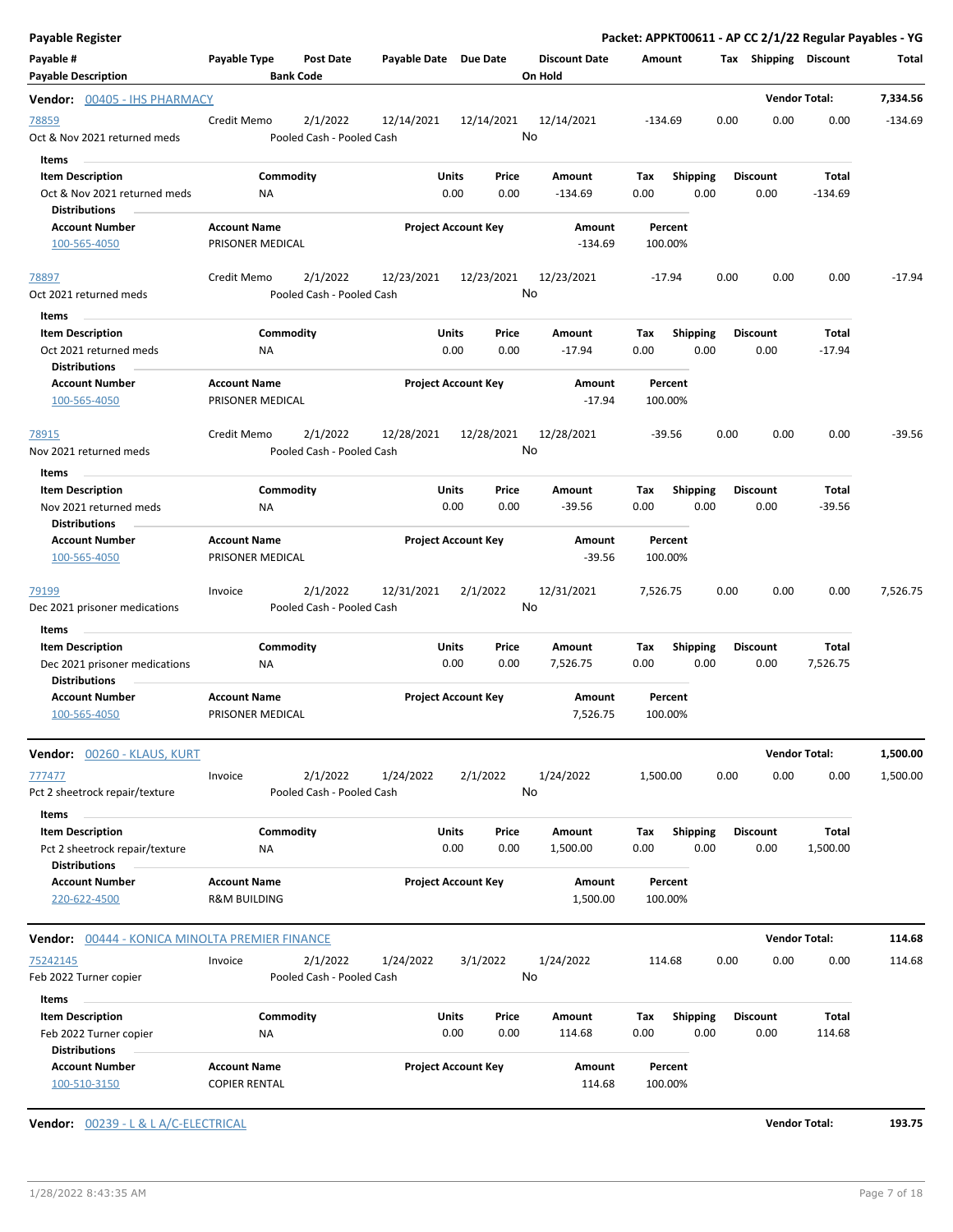**Payable Register** — **Packet: APPKT00611 - AP CC 2/1/22 Regular Payables - YG**

| Payable # / Payable Description | Payable Type | Post Date / Bank Code | Payable Date | Due Date | Discount Date / On Hold | Amount | Tax | Shipping | Discount | Total |
|---|---|---|---|---|---|---|---|---|---|---|

## Vendor: 00405 - IHS PHARMACY — Vendor Total: 7,334.56

| Payable # | Payable Type | Post Date | Payable Date | Due Date | Discount Date | Amount | Tax | Shipping | Discount | Total |
|---|---|---|---|---|---|---|---|---|---|---|
| 78859 | Credit Memo | 2/1/2022 | 12/14/2021 | 12/14/2021 | 12/14/2021 | -134.69 | 0.00 | 0.00 | 0.00 | -134.69 |
| Oct & Nov 2021 returned meds | | Pooled Cash - Pooled Cash | | | No | | | | | |

**Items**

| Item Description | Commodity | Units | Price | Amount | Tax | Shipping | Discount | Total |
|---|---|---|---|---|---|---|---|---|
| Oct & Nov 2021 returned meds | NA | 0.00 | 0.00 | -134.69 | 0.00 | 0.00 | 0.00 | -134.69 |

**Distributions**

| Account Number | Account Name | Project Account Key | Amount | Percent |
|---|---|---|---|---|
| 100-565-4050 | PRISONER MEDICAL | | -134.69 | 100.00% |

| Payable # | Payable Type | Post Date | Payable Date | Due Date | Discount Date | Amount | Tax | Shipping | Discount | Total |
|---|---|---|---|---|---|---|---|---|---|---|
| 78897 | Credit Memo | 2/1/2022 | 12/23/2021 | 12/23/2021 | 12/23/2021 | -17.94 | 0.00 | 0.00 | 0.00 | -17.94 |
| Oct 2021 returned meds | | Pooled Cash - Pooled Cash | | | No | | | | | |

**Items**

| Item Description | Commodity | Units | Price | Amount | Tax | Shipping | Discount | Total |
|---|---|---|---|---|---|---|---|---|
| Oct 2021 returned meds | NA | 0.00 | 0.00 | -17.94 | 0.00 | 0.00 | 0.00 | -17.94 |

**Distributions**

| Account Number | Account Name | Project Account Key | Amount | Percent |
|---|---|---|---|---|
| 100-565-4050 | PRISONER MEDICAL | | -17.94 | 100.00% |

| Payable # | Payable Type | Post Date | Payable Date | Due Date | Discount Date | Amount | Tax | Shipping | Discount | Total |
|---|---|---|---|---|---|---|---|---|---|---|
| 78915 | Credit Memo | 2/1/2022 | 12/28/2021 | 12/28/2021 | 12/28/2021 | -39.56 | 0.00 | 0.00 | 0.00 | -39.56 |
| Nov 2021 returned meds | | Pooled Cash - Pooled Cash | | | No | | | | | |

**Items**

| Item Description | Commodity | Units | Price | Amount | Tax | Shipping | Discount | Total |
|---|---|---|---|---|---|---|---|---|
| Nov 2021 returned meds | NA | 0.00 | 0.00 | -39.56 | 0.00 | 0.00 | 0.00 | -39.56 |

**Distributions**

| Account Number | Account Name | Project Account Key | Amount | Percent |
|---|---|---|---|---|
| 100-565-4050 | PRISONER MEDICAL | | -39.56 | 100.00% |

| Payable # | Payable Type | Post Date | Payable Date | Due Date | Discount Date | Amount | Tax | Shipping | Discount | Total |
|---|---|---|---|---|---|---|---|---|---|---|
| 79199 | Invoice | 2/1/2022 | 12/31/2021 | 2/1/2022 | 12/31/2021 | 7,526.75 | 0.00 | 0.00 | 0.00 | 7,526.75 |
| Dec 2021 prisoner medications | | Pooled Cash - Pooled Cash | | | No | | | | | |

**Items**

| Item Description | Commodity | Units | Price | Amount | Tax | Shipping | Discount | Total |
|---|---|---|---|---|---|---|---|---|
| Dec 2021 prisoner medications | NA | 0.00 | 0.00 | 7,526.75 | 0.00 | 0.00 | 0.00 | 7,526.75 |

**Distributions**

| Account Number | Account Name | Project Account Key | Amount | Percent |
|---|---|---|---|---|
| 100-565-4050 | PRISONER MEDICAL | | 7,526.75 | 100.00% |

## Vendor: 00260 - KLAUS, KURT — Vendor Total: 1,500.00

| Payable # | Payable Type | Post Date | Payable Date | Due Date | Discount Date | Amount | Tax | Shipping | Discount | Total |
|---|---|---|---|---|---|---|---|---|---|---|
| 777477 | Invoice | 2/1/2022 | 1/24/2022 | 2/1/2022 | 1/24/2022 | 1,500.00 | 0.00 | 0.00 | 0.00 | 1,500.00 |
| Pct 2 sheetrock repair/texture | | Pooled Cash - Pooled Cash | | | No | | | | | |

**Items**

| Item Description | Commodity | Units | Price | Amount | Tax | Shipping | Discount | Total |
|---|---|---|---|---|---|---|---|---|
| Pct 2 sheetrock repair/texture | NA | 0.00 | 0.00 | 1,500.00 | 0.00 | 0.00 | 0.00 | 1,500.00 |

**Distributions**

| Account Number | Account Name | Project Account Key | Amount | Percent |
|---|---|---|---|---|
| 220-622-4500 | R&M BUILDING | | 1,500.00 | 100.00% |

## Vendor: 00444 - KONICA MINOLTA PREMIER FINANCE — Vendor Total: 114.68

| Payable # | Payable Type | Post Date | Payable Date | Due Date | Discount Date | Amount | Tax | Shipping | Discount | Total |
|---|---|---|---|---|---|---|---|---|---|---|
| 75242145 | Invoice | 2/1/2022 | 1/24/2022 | 3/1/2022 | 1/24/2022 | 114.68 | 0.00 | 0.00 | 0.00 | 114.68 |
| Feb 2022 Turner copier | | Pooled Cash - Pooled Cash | | | No | | | | | |

**Items**

| Item Description | Commodity | Units | Price | Amount | Tax | Shipping | Discount | Total |
|---|---|---|---|---|---|---|---|---|
| Feb 2022 Turner copier | NA | 0.00 | 0.00 | 114.68 | 0.00 | 0.00 | 0.00 | 114.68 |

**Distributions**

| Account Number | Account Name | Project Account Key | Amount | Percent |
|---|---|---|---|---|
| 100-510-3150 | COPIER RENTAL | | 114.68 | 100.00% |

## Vendor: 00239 - L & L A/C-ELECTRICAL — Vendor Total: 193.75

1/28/2022 8:43:35 AM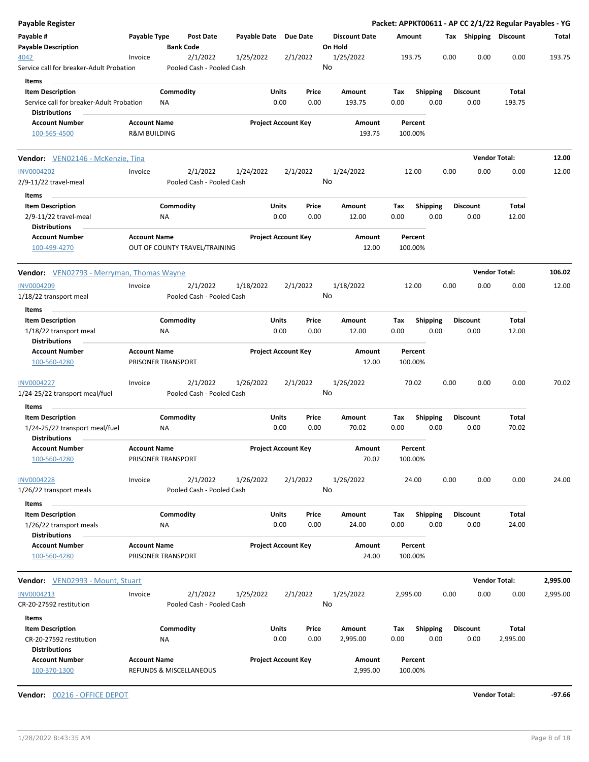**Payable Register** — **Packet: APPKT00611 - AP CC 2/1/22 Regular Payables - YG**

| Payable # / Payable Description | Payable Type | Post Date / Bank Code | Payable Date | Due Date | Discount Date / On Hold | Amount | Tax | Shipping | Discount | Total |
|---|---|---|---|---|---|---|---|---|---|---|
| 4042 | Invoice | 2/1/2022 | 1/25/2022 | 2/1/2022 | 1/25/2022 | 193.75 | 0.00 | 0.00 | 0.00 | 193.75 |
| Service call for breaker-Adult Probation | | Pooled Cash - Pooled Cash | | | No | | | | | |

Items

| Item Description | Commodity | Units | Price | Amount | Tax | Shipping | Discount | Total |
|---|---|---|---|---|---|---|---|---|
| Service call for breaker-Adult Probation | NA | 0.00 | 0.00 | 193.75 | 0.00 | 0.00 | 0.00 | 193.75 |

Distributions

| Account Number | Account Name | Project Account Key | Amount | Percent |
|---|---|---|---|---|
| 100-565-4500 | R&M BUILDING | | 193.75 | 100.00% |

**Vendor:** VEN02146 - McKenzie, Tina — **Vendor Total: 12.00**

| Payable # / Payable Description | Payable Type | Post Date / Bank Code | Payable Date | Due Date | Discount Date / On Hold | Amount | Tax | Shipping | Discount | Total |
|---|---|---|---|---|---|---|---|---|---|---|
| INV0004202 | Invoice | 2/1/2022 | 1/24/2022 | 2/1/2022 | 1/24/2022 | 12.00 | 0.00 | 0.00 | 0.00 | 12.00 |
| 2/9-11/22 travel-meal | | Pooled Cash - Pooled Cash | | | No | | | | | |

Items

| Item Description | Commodity | Units | Price | Amount | Tax | Shipping | Discount | Total |
|---|---|---|---|---|---|---|---|---|
| 2/9-11/22 travel-meal | NA | 0.00 | 0.00 | 12.00 | 0.00 | 0.00 | 0.00 | 12.00 |

Distributions

| Account Number | Account Name | Project Account Key | Amount | Percent |
|---|---|---|---|---|
| 100-499-4270 | OUT OF COUNTY TRAVEL/TRAINING | | 12.00 | 100.00% |

**Vendor:** VEN02793 - Merryman, Thomas Wayne — **Vendor Total: 106.02**

| Payable # / Payable Description | Payable Type | Post Date / Bank Code | Payable Date | Due Date | Discount Date / On Hold | Amount | Tax | Shipping | Discount | Total |
|---|---|---|---|---|---|---|---|---|---|---|
| INV0004209 | Invoice | 2/1/2022 | 1/18/2022 | 2/1/2022 | 1/18/2022 | 12.00 | 0.00 | 0.00 | 0.00 | 12.00 |
| 1/18/22 transport meal | | Pooled Cash - Pooled Cash | | | No | | | | | |

Items

| Item Description | Commodity | Units | Price | Amount | Tax | Shipping | Discount | Total |
|---|---|---|---|---|---|---|---|---|
| 1/18/22 transport meal | NA | 0.00 | 0.00 | 12.00 | 0.00 | 0.00 | 0.00 | 12.00 |

Distributions

| Account Number | Account Name | Project Account Key | Amount | Percent |
|---|---|---|---|---|
| 100-560-4280 | PRISONER TRANSPORT | | 12.00 | 100.00% |

| Payable # / Payable Description | Payable Type | Post Date / Bank Code | Payable Date | Due Date | Discount Date / On Hold | Amount | Tax | Shipping | Discount | Total |
|---|---|---|---|---|---|---|---|---|---|---|
| INV0004227 | Invoice | 2/1/2022 | 1/26/2022 | 2/1/2022 | 1/26/2022 | 70.02 | 0.00 | 0.00 | 0.00 | 70.02 |
| 1/24-25/22 transport meal/fuel | | Pooled Cash - Pooled Cash | | | No | | | | | |

Items

| Item Description | Commodity | Units | Price | Amount | Tax | Shipping | Discount | Total |
|---|---|---|---|---|---|---|---|---|
| 1/24-25/22 transport meal/fuel | NA | 0.00 | 0.00 | 70.02 | 0.00 | 0.00 | 0.00 | 70.02 |

Distributions

| Account Number | Account Name | Project Account Key | Amount | Percent |
|---|---|---|---|---|
| 100-560-4280 | PRISONER TRANSPORT | | 70.02 | 100.00% |

| Payable # / Payable Description | Payable Type | Post Date / Bank Code | Payable Date | Due Date | Discount Date / On Hold | Amount | Tax | Shipping | Discount | Total |
|---|---|---|---|---|---|---|---|---|---|---|
| INV0004228 | Invoice | 2/1/2022 | 1/26/2022 | 2/1/2022 | 1/26/2022 | 24.00 | 0.00 | 0.00 | 0.00 | 24.00 |
| 1/26/22 transport meals | | Pooled Cash - Pooled Cash | | | No | | | | | |

Items

| Item Description | Commodity | Units | Price | Amount | Tax | Shipping | Discount | Total |
|---|---|---|---|---|---|---|---|---|
| 1/26/22 transport meals | NA | 0.00 | 0.00 | 24.00 | 0.00 | 0.00 | 0.00 | 24.00 |

Distributions

| Account Number | Account Name | Project Account Key | Amount | Percent |
|---|---|---|---|---|
| 100-560-4280 | PRISONER TRANSPORT | | 24.00 | 100.00% |

**Vendor:** VEN02993 - Mount, Stuart — **Vendor Total: 2,995.00**

| Payable # / Payable Description | Payable Type | Post Date / Bank Code | Payable Date | Due Date | Discount Date / On Hold | Amount | Tax | Shipping | Discount | Total |
|---|---|---|---|---|---|---|---|---|---|---|
| INV0004213 | Invoice | 2/1/2022 | 1/25/2022 | 2/1/2022 | 1/25/2022 | 2,995.00 | 0.00 | 0.00 | 0.00 | 2,995.00 |
| CR-20-27592 restitution | | Pooled Cash - Pooled Cash | | | No | | | | | |

Items

| Item Description | Commodity | Units | Price | Amount | Tax | Shipping | Discount | Total |
|---|---|---|---|---|---|---|---|---|
| CR-20-27592 restitution | NA | 0.00 | 0.00 | 2,995.00 | 0.00 | 0.00 | 0.00 | 2,995.00 |

Distributions

| Account Number | Account Name | Project Account Key | Amount | Percent |
|---|---|---|---|---|
| 100-370-1300 | REFUNDS & MISCELLANEOUS | | 2,995.00 | 100.00% |

**Vendor:** 00216 - OFFICE DEPOT — **Vendor Total: -97.66**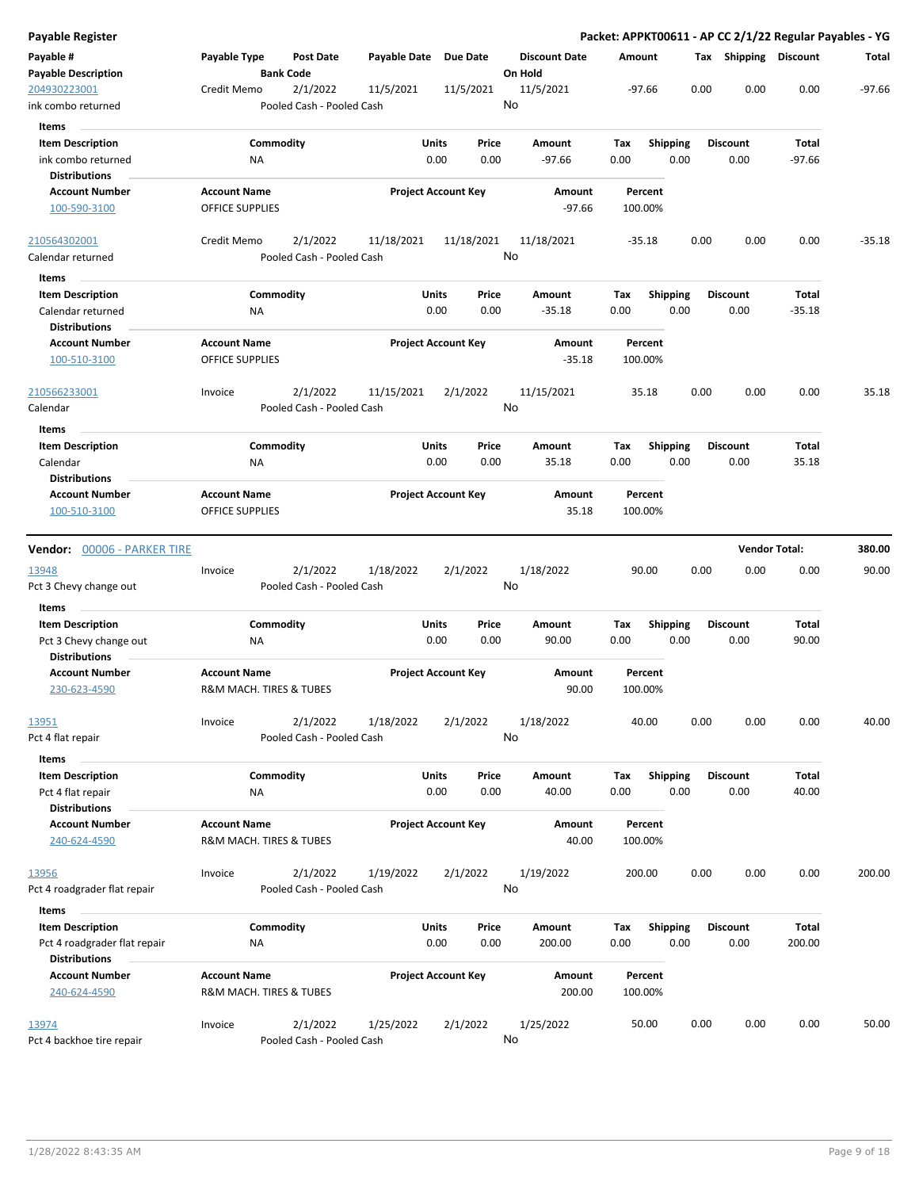**Payable Register** — **Packet: APPKT00611 - AP CC 2/1/22 Regular Payables - YG**

| Payable # / Payable Description | Payable Type | Post Date / Bank Code | Payable Date | Due Date | Discount Date / On Hold | Amount | Tax | Shipping | Discount | Total |
|---|---|---|---|---|---|---|---|---|---|---|
| 204930223001 / ink combo returned | Credit Memo | 2/1/2022 / Pooled Cash - Pooled Cash | 11/5/2021 | 11/5/2021 | 11/5/2021 / No | -97.66 | 0.00 | 0.00 | 0.00 | -97.66 |

Items

| Item Description | Commodity | Units | Price | Amount | Tax | Shipping | Discount | Total |
|---|---|---|---|---|---|---|---|---|
| ink combo returned | NA | 0.00 | 0.00 | -97.66 | 0.00 | 0.00 | 0.00 | -97.66 |

Distributions

| Account Number | Account Name | Project Account Key | Amount | Percent |
|---|---|---|---|---|
| 100-590-3100 | OFFICE SUPPLIES | | -97.66 | 100.00% |

| Payable # / Payable Description | Payable Type | Post Date / Bank Code | Payable Date | Due Date | Discount Date / On Hold | Amount | Tax | Shipping | Discount | Total |
|---|---|---|---|---|---|---|---|---|---|---|
| 210564302001 / Calendar returned | Credit Memo | 2/1/2022 / Pooled Cash - Pooled Cash | 11/18/2021 | 11/18/2021 | 11/18/2021 / No | -35.18 | 0.00 | 0.00 | 0.00 | -35.18 |

Items

| Item Description | Commodity | Units | Price | Amount | Tax | Shipping | Discount | Total |
|---|---|---|---|---|---|---|---|---|
| Calendar returned | NA | 0.00 | 0.00 | -35.18 | 0.00 | 0.00 | 0.00 | -35.18 |

Distributions

| Account Number | Account Name | Project Account Key | Amount | Percent |
|---|---|---|---|---|
| 100-510-3100 | OFFICE SUPPLIES | | -35.18 | 100.00% |

| Payable # / Payable Description | Payable Type | Post Date / Bank Code | Payable Date | Due Date | Discount Date / On Hold | Amount | Tax | Shipping | Discount | Total |
|---|---|---|---|---|---|---|---|---|---|---|
| 210566233001 / Calendar | Invoice | 2/1/2022 / Pooled Cash - Pooled Cash | 11/15/2021 | 2/1/2022 | 11/15/2021 / No | 35.18 | 0.00 | 0.00 | 0.00 | 35.18 |

Items

| Item Description | Commodity | Units | Price | Amount | Tax | Shipping | Discount | Total |
|---|---|---|---|---|---|---|---|---|
| Calendar | NA | 0.00 | 0.00 | 35.18 | 0.00 | 0.00 | 0.00 | 35.18 |

Distributions

| Account Number | Account Name | Project Account Key | Amount | Percent |
|---|---|---|---|---|
| 100-510-3100 | OFFICE SUPPLIES | | 35.18 | 100.00% |

---

**Vendor: 00006 - PARKER TIRE** — **Vendor Total: 380.00**

| Payable # / Payable Description | Payable Type | Post Date / Bank Code | Payable Date | Due Date | Discount Date / On Hold | Amount | Tax | Shipping | Discount | Total |
|---|---|---|---|---|---|---|---|---|---|---|
| 13948 / Pct 3 Chevy change out | Invoice | 2/1/2022 / Pooled Cash - Pooled Cash | 1/18/2022 | 2/1/2022 | 1/18/2022 / No | 90.00 | 0.00 | 0.00 | 0.00 | 90.00 |

Items

| Item Description | Commodity | Units | Price | Amount | Tax | Shipping | Discount | Total |
|---|---|---|---|---|---|---|---|---|
| Pct 3 Chevy change out | NA | 0.00 | 0.00 | 90.00 | 0.00 | 0.00 | 0.00 | 90.00 |

Distributions

| Account Number | Account Name | Project Account Key | Amount | Percent |
|---|---|---|---|---|
| 230-623-4590 | R&M MACH. TIRES & TUBES | | 90.00 | 100.00% |

| Payable # / Payable Description | Payable Type | Post Date / Bank Code | Payable Date | Due Date | Discount Date / On Hold | Amount | Tax | Shipping | Discount | Total |
|---|---|---|---|---|---|---|---|---|---|---|
| 13951 / Pct 4 flat repair | Invoice | 2/1/2022 / Pooled Cash - Pooled Cash | 1/18/2022 | 2/1/2022 | 1/18/2022 / No | 40.00 | 0.00 | 0.00 | 0.00 | 40.00 |

Items

| Item Description | Commodity | Units | Price | Amount | Tax | Shipping | Discount | Total |
|---|---|---|---|---|---|---|---|---|
| Pct 4 flat repair | NA | 0.00 | 0.00 | 40.00 | 0.00 | 0.00 | 0.00 | 40.00 |

Distributions

| Account Number | Account Name | Project Account Key | Amount | Percent |
|---|---|---|---|---|
| 240-624-4590 | R&M MACH. TIRES & TUBES | | 40.00 | 100.00% |

| Payable # / Payable Description | Payable Type | Post Date / Bank Code | Payable Date | Due Date | Discount Date / On Hold | Amount | Tax | Shipping | Discount | Total |
|---|---|---|---|---|---|---|---|---|---|---|
| 13956 / Pct 4 roadgrader flat repair | Invoice | 2/1/2022 / Pooled Cash - Pooled Cash | 1/19/2022 | 2/1/2022 | 1/19/2022 / No | 200.00 | 0.00 | 0.00 | 0.00 | 200.00 |

Items

| Item Description | Commodity | Units | Price | Amount | Tax | Shipping | Discount | Total |
|---|---|---|---|---|---|---|---|---|
| Pct 4 roadgrader flat repair | NA | 0.00 | 0.00 | 200.00 | 0.00 | 0.00 | 0.00 | 200.00 |

Distributions

| Account Number | Account Name | Project Account Key | Amount | Percent |
|---|---|---|---|---|
| 240-624-4590 | R&M MACH. TIRES & TUBES | | 200.00 | 100.00% |

| Payable # / Payable Description | Payable Type | Post Date / Bank Code | Payable Date | Due Date | Discount Date / On Hold | Amount | Tax | Shipping | Discount | Total |
|---|---|---|---|---|---|---|---|---|---|---|
| 13974 / Pct 4 backhoe tire repair | Invoice | 2/1/2022 / Pooled Cash - Pooled Cash | 1/25/2022 | 2/1/2022 | 1/25/2022 / No | 50.00 | 0.00 | 0.00 | 0.00 | 50.00 |

1/28/2022 8:43:35 AM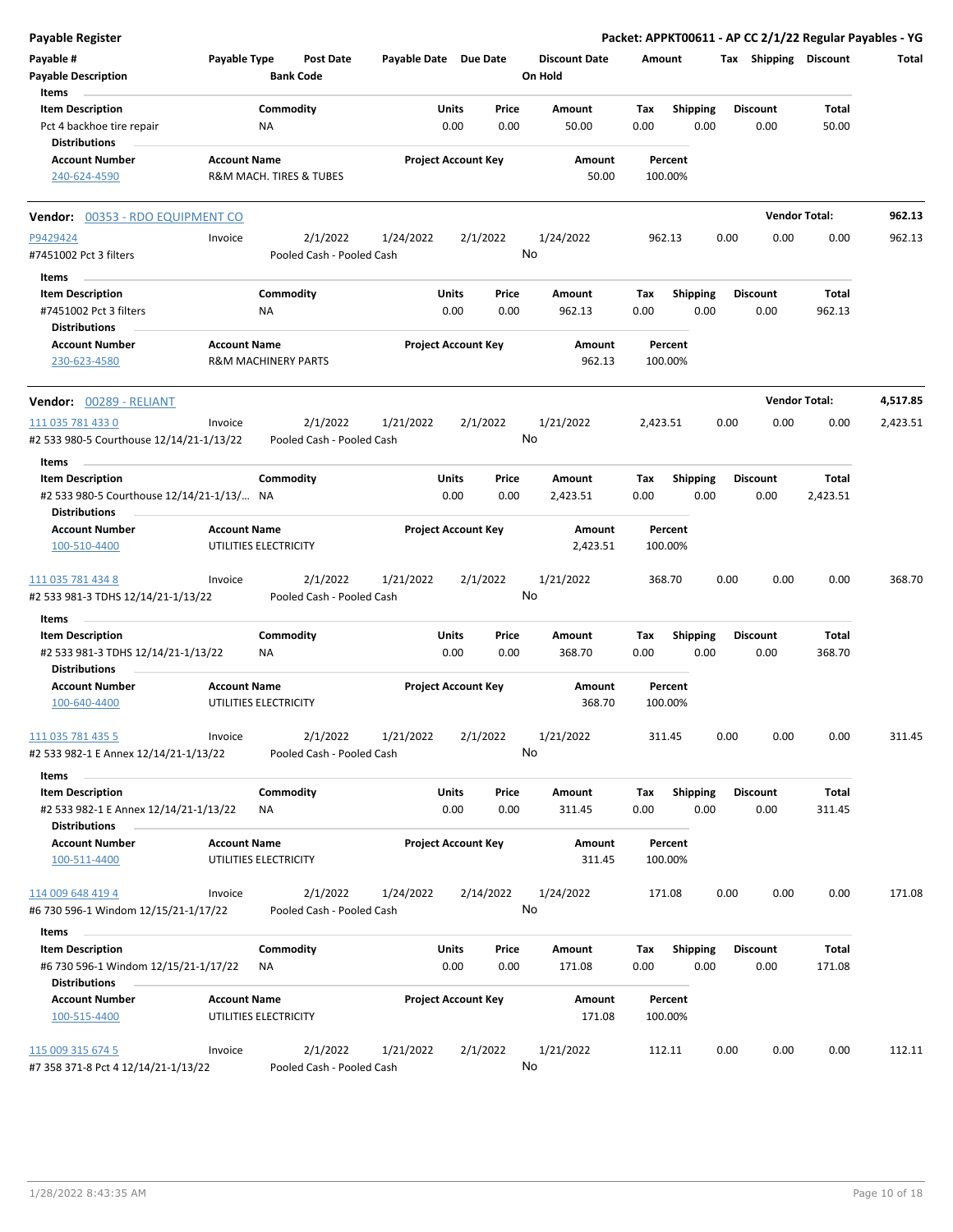| Item Description | Commodity | Units | Price | Amount | Tax | Shipping | Discount | Total |
|---|---|---|---|---|---|---|---|---|
| Pct 4 backhoe tire repair | NA | 0.00 | 0.00 | 50.00 | 0.00 | 0.00 | 0.00 | 50.00 |

**Distributions**

| Account Number | Account Name | Project Account Key | Amount | Percent |
|---|---|---|---|---|
| 240-624-4590 | R&M MACH. TIRES & TUBES | | 50.00 | 100.00% |

**Vendor: 00353 - RDO EQUIPMENT CO** — Vendor Total: **962.13**

| Payable # | Payable Type | Post Date | Payable Date | Due Date | Discount Date | Amount | Tax | Shipping | Discount | Total |
|---|---|---|---|---|---|---|---|---|---|---|
| P9429424 | Invoice | 2/1/2022 | 1/24/2022 | 2/1/2022 | 1/24/2022 | 962.13 | 0.00 | 0.00 | 0.00 | 962.13 |

#7451002 Pct 3 filters — Pooled Cash - Pooled Cash — On Hold: No

| Item Description | Commodity | Units | Price | Amount | Tax | Shipping | Discount | Total |
|---|---|---|---|---|---|---|---|---|
| #7451002 Pct 3 filters | NA | 0.00 | 0.00 | 962.13 | 0.00 | 0.00 | 0.00 | 962.13 |

**Distributions**

| Account Number | Account Name | Project Account Key | Amount | Percent |
|---|---|---|---|---|
| 230-623-4580 | R&M MACHINERY PARTS | | 962.13 | 100.00% |

**Vendor: 00289 - RELIANT** — Vendor Total: **4,517.85**

| Payable # | Payable Type | Post Date | Payable Date | Due Date | Discount Date | Amount | Tax | Shipping | Discount | Total |
|---|---|---|---|---|---|---|---|---|---|---|
| 111 035 781 433 0 | Invoice | 2/1/2022 | 1/21/2022 | 2/1/2022 | 1/21/2022 | 2,423.51 | 0.00 | 0.00 | 0.00 | 2,423.51 |

#2 533 980-5 Courthouse 12/14/21-1/13/22 — Pooled Cash - Pooled Cash — On Hold: No

| Item Description | Commodity | Units | Price | Amount | Tax | Shipping | Discount | Total |
|---|---|---|---|---|---|---|---|---|
| #2 533 980-5 Courthouse 12/14/21-1/13/... | NA | 0.00 | 0.00 | 2,423.51 | 0.00 | 0.00 | 0.00 | 2,423.51 |

**Distributions**

| Account Number | Account Name | Project Account Key | Amount | Percent |
|---|---|---|---|---|
| 100-510-4400 | UTILITIES ELECTRICITY | | 2,423.51 | 100.00% |

| Payable # | Payable Type | Post Date | Payable Date | Due Date | Discount Date | Amount | Tax | Shipping | Discount | Total |
|---|---|---|---|---|---|---|---|---|---|---|
| 111 035 781 434 8 | Invoice | 2/1/2022 | 1/21/2022 | 2/1/2022 | 1/21/2022 | 368.70 | 0.00 | 0.00 | 0.00 | 368.70 |

#2 533 981-3 TDHS 12/14/21-1/13/22 — Pooled Cash - Pooled Cash — On Hold: No

| Item Description | Commodity | Units | Price | Amount | Tax | Shipping | Discount | Total |
|---|---|---|---|---|---|---|---|---|
| #2 533 981-3 TDHS 12/14/21-1/13/22 | NA | 0.00 | 0.00 | 368.70 | 0.00 | 0.00 | 0.00 | 368.70 |

**Distributions**

| Account Number | Account Name | Project Account Key | Amount | Percent |
|---|---|---|---|---|
| 100-640-4400 | UTILITIES ELECTRICITY | | 368.70 | 100.00% |

| Payable # | Payable Type | Post Date | Payable Date | Due Date | Discount Date | Amount | Tax | Shipping | Discount | Total |
|---|---|---|---|---|---|---|---|---|---|---|
| 111 035 781 435 5 | Invoice | 2/1/2022 | 1/21/2022 | 2/1/2022 | 1/21/2022 | 311.45 | 0.00 | 0.00 | 0.00 | 311.45 |

#2 533 982-1 E Annex 12/14/21-1/13/22 — Pooled Cash - Pooled Cash — On Hold: No

| Item Description | Commodity | Units | Price | Amount | Tax | Shipping | Discount | Total |
|---|---|---|---|---|---|---|---|---|
| #2 533 982-1 E Annex 12/14/21-1/13/22 | NA | 0.00 | 0.00 | 311.45 | 0.00 | 0.00 | 0.00 | 311.45 |

**Distributions**

| Account Number | Account Name | Project Account Key | Amount | Percent |
|---|---|---|---|---|
| 100-511-4400 | UTILITIES ELECTRICITY | | 311.45 | 100.00% |

| Payable # | Payable Type | Post Date | Payable Date | Due Date | Discount Date | Amount | Tax | Shipping | Discount | Total |
|---|---|---|---|---|---|---|---|---|---|---|
| 114 009 648 419 4 | Invoice | 2/1/2022 | 1/24/2022 | 2/14/2022 | 1/24/2022 | 171.08 | 0.00 | 0.00 | 0.00 | 171.08 |

#6 730 596-1 Windom 12/15/21-1/17/22 — Pooled Cash - Pooled Cash — On Hold: No

| Item Description | Commodity | Units | Price | Amount | Tax | Shipping | Discount | Total |
|---|---|---|---|---|---|---|---|---|
| #6 730 596-1 Windom 12/15/21-1/17/22 | NA | 0.00 | 0.00 | 171.08 | 0.00 | 0.00 | 0.00 | 171.08 |

**Distributions**

| Account Number | Account Name | Project Account Key | Amount | Percent |
|---|---|---|---|---|
| 100-515-4400 | UTILITIES ELECTRICITY | | 171.08 | 100.00% |

| Payable # | Payable Type | Post Date | Payable Date | Due Date | Discount Date | Amount | Tax | Shipping | Discount | Total |
|---|---|---|---|---|---|---|---|---|---|---|
| 115 009 315 674 5 | Invoice | 2/1/2022 | 1/21/2022 | 2/1/2022 | 1/21/2022 | 112.11 | 0.00 | 0.00 | 0.00 | 112.11 |

#7 358 371-8 Pct 4 12/14/21-1/13/22 — Pooled Cash - Pooled Cash — On Hold: No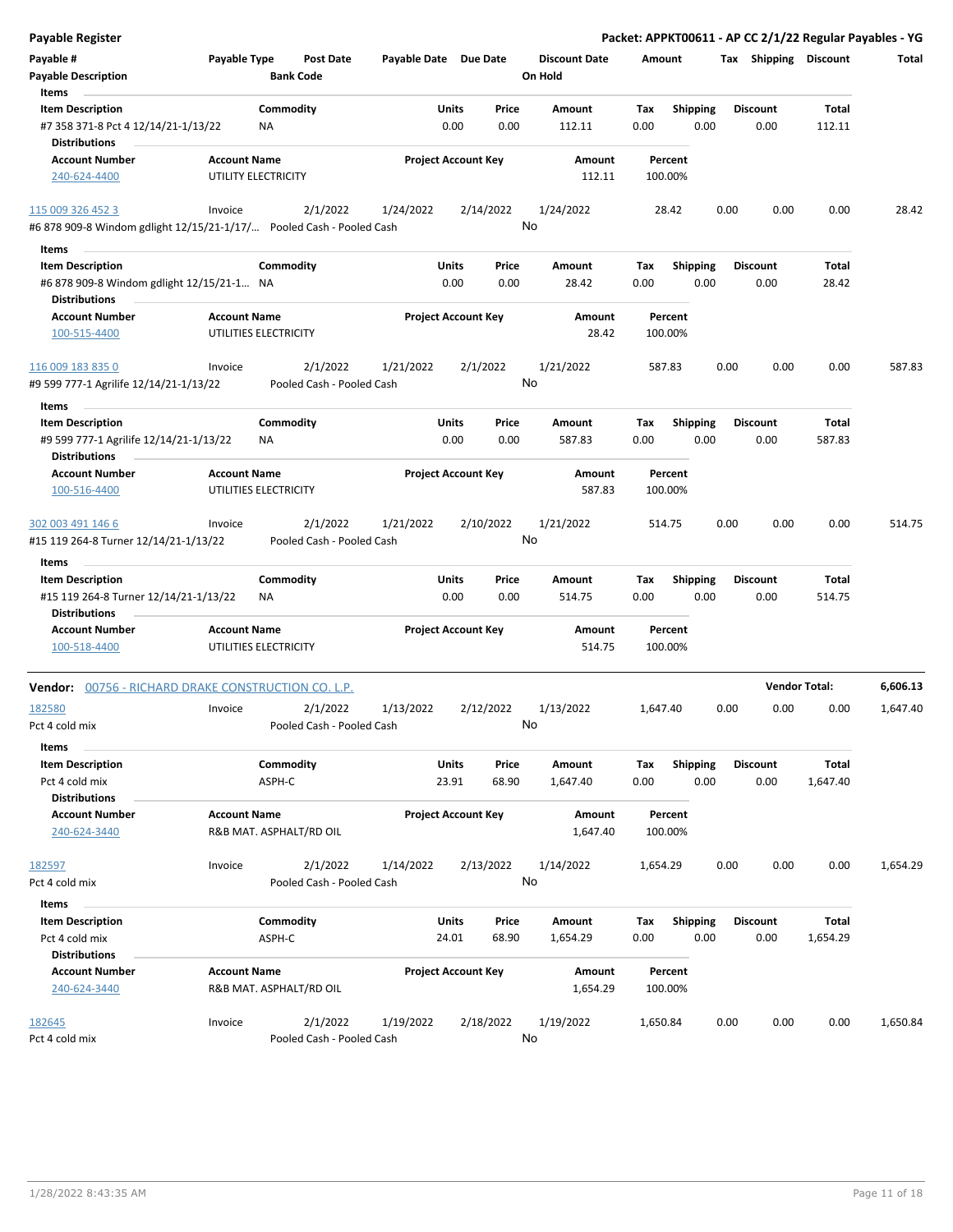**Payable Register** — Packet: APPKT00611 - AP CC 2/1/22 Regular Payables - YG

| Payable # | Payable Type | Post Date | Payable Date | Due Date | Discount Date | Amount | Tax | Shipping | Discount | Total |
|---|---|---|---|---|---|---|---|---|---|---|
| Payable Description | | Bank Code | | | On Hold | | | | | |

**Items**

| Item Description | Commodity | Units | Price | Amount | Tax | Shipping | Discount | Total |
|---|---|---|---|---|---|---|---|---|
| #7 358 371-8 Pct 4 12/14/21-1/13/22 | NA | 0.00 | 0.00 | 112.11 | 0.00 | 0.00 | 0.00 | 112.11 |

**Distributions**

| Account Number | Account Name | Project Account Key | Amount | Percent |
|---|---|---|---|---|
| 240-624-4400 | UTILITY ELECTRICITY | | 112.11 | 100.00% |

| Payable # | Payable Type | Post Date | Payable Date | Due Date | Discount Date | Amount | Tax | Shipping | Discount | Total |
|---|---|---|---|---|---|---|---|---|---|---|
| 115 009 326 452 3 | Invoice | 2/1/2022 | 1/24/2022 | 2/14/2022 | 1/24/2022 | 28.42 | 0.00 | 0.00 | 0.00 | 28.42 |
| #6 878 909-8 Windom gdlight 12/15/21-1/17/... | | Pooled Cash - Pooled Cash | | | No | | | | | |

**Items**

| Item Description | Commodity | Units | Price | Amount | Tax | Shipping | Discount | Total |
|---|---|---|---|---|---|---|---|---|
| #6 878 909-8 Windom gdlight 12/15/21-1... | NA | 0.00 | 0.00 | 28.42 | 0.00 | 0.00 | 0.00 | 28.42 |

**Distributions**

| Account Number | Account Name | Project Account Key | Amount | Percent |
|---|---|---|---|---|
| 100-515-4400 | UTILITIES ELECTRICITY | | 28.42 | 100.00% |

| Payable # | Payable Type | Post Date | Payable Date | Due Date | Discount Date | Amount | Tax | Shipping | Discount | Total |
|---|---|---|---|---|---|---|---|---|---|---|
| 116 009 183 835 0 | Invoice | 2/1/2022 | 1/21/2022 | 2/1/2022 | 1/21/2022 | 587.83 | 0.00 | 0.00 | 0.00 | 587.83 |
| #9 599 777-1 Agrilife 12/14/21-1/13/22 | | Pooled Cash - Pooled Cash | | | No | | | | | |

**Items**

| Item Description | Commodity | Units | Price | Amount | Tax | Shipping | Discount | Total |
|---|---|---|---|---|---|---|---|---|
| #9 599 777-1 Agrilife 12/14/21-1/13/22 | NA | 0.00 | 0.00 | 587.83 | 0.00 | 0.00 | 0.00 | 587.83 |

**Distributions**

| Account Number | Account Name | Project Account Key | Amount | Percent |
|---|---|---|---|---|
| 100-516-4400 | UTILITIES ELECTRICITY | | 587.83 | 100.00% |

| Payable # | Payable Type | Post Date | Payable Date | Due Date | Discount Date | Amount | Tax | Shipping | Discount | Total |
|---|---|---|---|---|---|---|---|---|---|---|
| 302 003 491 146 6 | Invoice | 2/1/2022 | 1/21/2022 | 2/10/2022 | 1/21/2022 | 514.75 | 0.00 | 0.00 | 0.00 | 514.75 |
| #15 119 264-8 Turner 12/14/21-1/13/22 | | Pooled Cash - Pooled Cash | | | No | | | | | |

**Items**

| Item Description | Commodity | Units | Price | Amount | Tax | Shipping | Discount | Total |
|---|---|---|---|---|---|---|---|---|
| #15 119 264-8 Turner 12/14/21-1/13/22 | NA | 0.00 | 0.00 | 514.75 | 0.00 | 0.00 | 0.00 | 514.75 |

**Distributions**

| Account Number | Account Name | Project Account Key | Amount | Percent |
|---|---|---|---|---|
| 100-518-4400 | UTILITIES ELECTRICITY | | 514.75 | 100.00% |

**Vendor: 00756 - RICHARD DRAKE CONSTRUCTION CO. L.P.** — **Vendor Total: 6,606.13**

| Payable # | Payable Type | Post Date | Payable Date | Due Date | Discount Date | Amount | Tax | Shipping | Discount | Total |
|---|---|---|---|---|---|---|---|---|---|---|
| 182580 | Invoice | 2/1/2022 | 1/13/2022 | 2/12/2022 | 1/13/2022 | 1,647.40 | 0.00 | 0.00 | 0.00 | 1,647.40 |
| Pct 4 cold mix | | Pooled Cash - Pooled Cash | | | No | | | | | |

**Items**

| Item Description | Commodity | Units | Price | Amount | Tax | Shipping | Discount | Total |
|---|---|---|---|---|---|---|---|---|
| Pct 4 cold mix | ASPH-C | 23.91 | 68.90 | 1,647.40 | 0.00 | 0.00 | 0.00 | 1,647.40 |

**Distributions**

| Account Number | Account Name | Project Account Key | Amount | Percent |
|---|---|---|---|---|
| 240-624-3440 | R&B MAT. ASPHALT/RD OIL | | 1,647.40 | 100.00% |

| Payable # | Payable Type | Post Date | Payable Date | Due Date | Discount Date | Amount | Tax | Shipping | Discount | Total |
|---|---|---|---|---|---|---|---|---|---|---|
| 182597 | Invoice | 2/1/2022 | 1/14/2022 | 2/13/2022 | 1/14/2022 | 1,654.29 | 0.00 | 0.00 | 0.00 | 1,654.29 |
| Pct 4 cold mix | | Pooled Cash - Pooled Cash | | | No | | | | | |

**Items**

| Item Description | Commodity | Units | Price | Amount | Tax | Shipping | Discount | Total |
|---|---|---|---|---|---|---|---|---|
| Pct 4 cold mix | ASPH-C | 24.01 | 68.90 | 1,654.29 | 0.00 | 0.00 | 0.00 | 1,654.29 |

**Distributions**

| Account Number | Account Name | Project Account Key | Amount | Percent |
|---|---|---|---|---|
| 240-624-3440 | R&B MAT. ASPHALT/RD OIL | | 1,654.29 | 100.00% |

| Payable # | Payable Type | Post Date | Payable Date | Due Date | Discount Date | Amount | Tax | Shipping | Discount | Total |
|---|---|---|---|---|---|---|---|---|---|---|
| 182645 | Invoice | 2/1/2022 | 1/19/2022 | 2/18/2022 | 1/19/2022 | 1,650.84 | 0.00 | 0.00 | 0.00 | 1,650.84 |
| Pct 4 cold mix | | Pooled Cash - Pooled Cash | | | No | | | | | |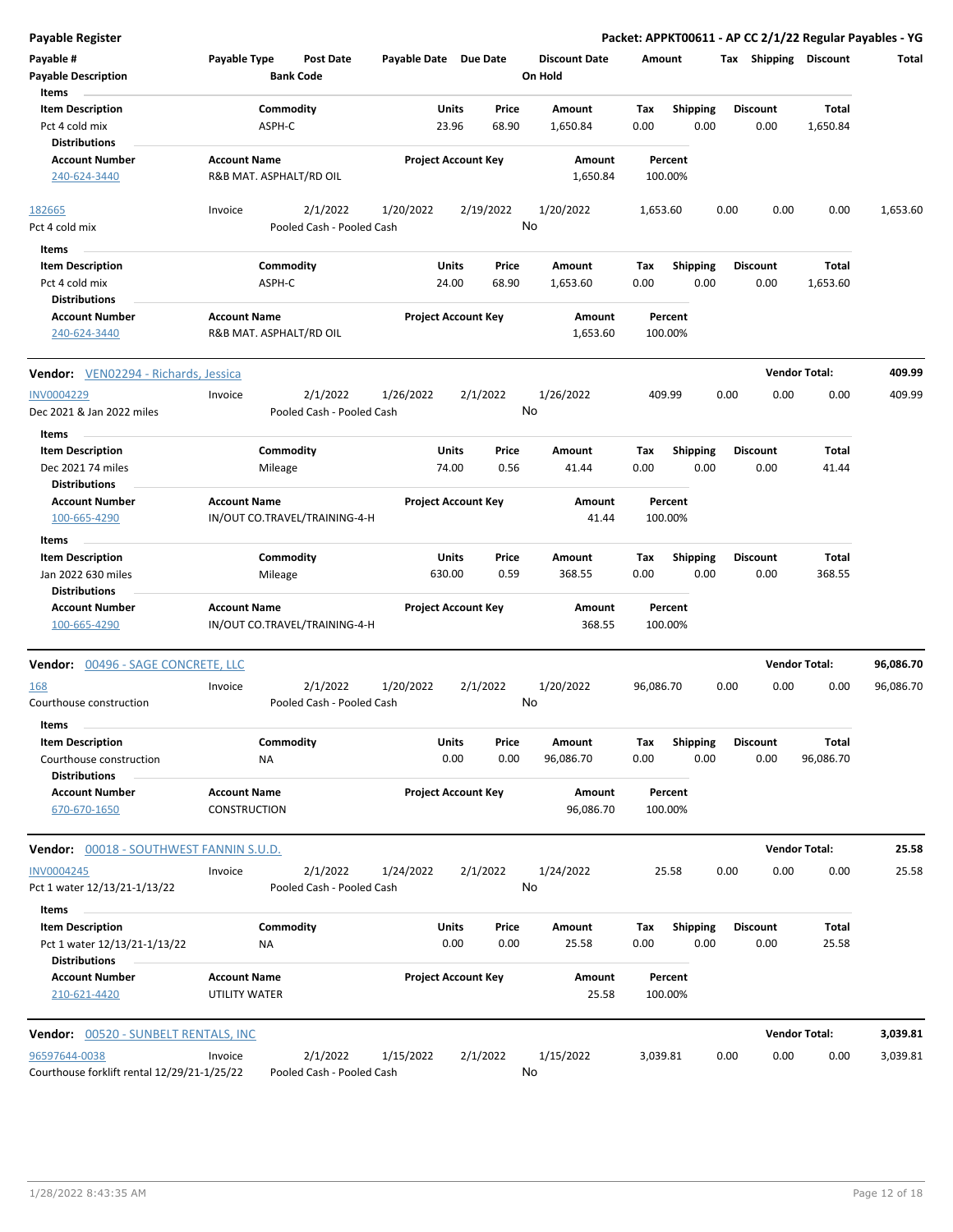**Payable Register** — **Packet: APPKT00611 - AP CC 2/1/22 Regular Payables - YG**

| Payable # | Payable Type | Post Date | Payable Date | Due Date | Discount Date | Amount | Tax | Shipping | Discount | Total |
|---|---|---|---|---|---|---|---|---|---|---|
| Payable Description | | Bank Code | | | On Hold | | | | | |

Items

| Item Description | Commodity | Units | Price | Amount | Tax | Shipping | Discount | Total |
|---|---|---|---|---|---|---|---|---|
| Pct 4 cold mix | ASPH-C | 23.96 | 68.90 | 1,650.84 | 0.00 | 0.00 | 0.00 | 1,650.84 |

Distributions

| Account Number | Account Name | Project Account Key | Amount | Percent |
|---|---|---|---|---|
| 240-624-3440 | R&B MAT. ASPHALT/RD OIL | | 1,650.84 | 100.00% |

| Payable # | Payable Type | Post Date | Payable Date | Due Date | Discount Date | Amount | Tax | Shipping | Discount | Total |
|---|---|---|---|---|---|---|---|---|---|---|
| 182665 | Invoice | 2/1/2022 | 1/20/2022 | 2/19/2022 | 1/20/2022 | 1,653.60 | 0.00 | 0.00 | 0.00 | 1,653.60 |
| Pct 4 cold mix | | Pooled Cash - Pooled Cash | | | No | | | | | |

Items

| Item Description | Commodity | Units | Price | Amount | Tax | Shipping | Discount | Total |
|---|---|---|---|---|---|---|---|---|
| Pct 4 cold mix | ASPH-C | 24.00 | 68.90 | 1,653.60 | 0.00 | 0.00 | 0.00 | 1,653.60 |

Distributions

| Account Number | Account Name | Project Account Key | Amount | Percent |
|---|---|---|---|---|
| 240-624-3440 | R&B MAT. ASPHALT/RD OIL | | 1,653.60 | 100.00% |

**Vendor:** VEN02294 - Richards, Jessica — **Vendor Total: 409.99**

| Payable # | Payable Type | Post Date | Payable Date | Due Date | Discount Date | Amount | Tax | Shipping | Discount | Total |
|---|---|---|---|---|---|---|---|---|---|---|
| INV0004229 | Invoice | 2/1/2022 | 1/26/2022 | 2/1/2022 | 1/26/2022 | 409.99 | 0.00 | 0.00 | 0.00 | 409.99 |
| Dec 2021 & Jan 2022 miles | | Pooled Cash - Pooled Cash | | | No | | | | | |

Items

| Item Description | Commodity | Units | Price | Amount | Tax | Shipping | Discount | Total |
|---|---|---|---|---|---|---|---|---|
| Dec 2021 74 miles | Mileage | 74.00 | 0.56 | 41.44 | 0.00 | 0.00 | 0.00 | 41.44 |

Distributions

| Account Number | Account Name | Project Account Key | Amount | Percent |
|---|---|---|---|---|
| 100-665-4290 | IN/OUT CO.TRAVEL/TRAINING-4-H | | 41.44 | 100.00% |

Items

| Item Description | Commodity | Units | Price | Amount | Tax | Shipping | Discount | Total |
|---|---|---|---|---|---|---|---|---|
| Jan 2022 630 miles | Mileage | 630.00 | 0.59 | 368.55 | 0.00 | 0.00 | 0.00 | 368.55 |

Distributions

| Account Number | Account Name | Project Account Key | Amount | Percent |
|---|---|---|---|---|
| 100-665-4290 | IN/OUT CO.TRAVEL/TRAINING-4-H | | 368.55 | 100.00% |

**Vendor:** 00496 - SAGE CONCRETE, LLC — **Vendor Total: 96,086.70**

| Payable # | Payable Type | Post Date | Payable Date | Due Date | Discount Date | Amount | Tax | Shipping | Discount | Total |
|---|---|---|---|---|---|---|---|---|---|---|
| 168 | Invoice | 2/1/2022 | 1/20/2022 | 2/1/2022 | 1/20/2022 | 96,086.70 | 0.00 | 0.00 | 0.00 | 96,086.70 |
| Courthouse construction | | Pooled Cash - Pooled Cash | | | No | | | | | |

Items

| Item Description | Commodity | Units | Price | Amount | Tax | Shipping | Discount | Total |
|---|---|---|---|---|---|---|---|---|
| Courthouse construction | NA | 0.00 | 0.00 | 96,086.70 | 0.00 | 0.00 | 0.00 | 96,086.70 |

Distributions

| Account Number | Account Name | Project Account Key | Amount | Percent |
|---|---|---|---|---|
| 670-670-1650 | CONSTRUCTION | | 96,086.70 | 100.00% |

**Vendor:** 00018 - SOUTHWEST FANNIN S.U.D. — **Vendor Total: 25.58**

| Payable # | Payable Type | Post Date | Payable Date | Due Date | Discount Date | Amount | Tax | Shipping | Discount | Total |
|---|---|---|---|---|---|---|---|---|---|---|
| INV0004245 | Invoice | 2/1/2022 | 1/24/2022 | 2/1/2022 | 1/24/2022 | 25.58 | 0.00 | 0.00 | 0.00 | 25.58 |
| Pct 1 water 12/13/21-1/13/22 | | Pooled Cash - Pooled Cash | | | No | | | | | |

Items

| Item Description | Commodity | Units | Price | Amount | Tax | Shipping | Discount | Total |
|---|---|---|---|---|---|---|---|---|
| Pct 1 water 12/13/21-1/13/22 | NA | 0.00 | 0.00 | 25.58 | 0.00 | 0.00 | 0.00 | 25.58 |

Distributions

| Account Number | Account Name | Project Account Key | Amount | Percent |
|---|---|---|---|---|
| 210-621-4420 | UTILITY WATER | | 25.58 | 100.00% |

**Vendor:** 00520 - SUNBELT RENTALS, INC — **Vendor Total: 3,039.81**

| Payable # | Payable Type | Post Date | Payable Date | Due Date | Discount Date | Amount | Tax | Shipping | Discount | Total |
|---|---|---|---|---|---|---|---|---|---|---|
| 96597644-0038 | Invoice | 2/1/2022 | 1/15/2022 | 2/1/2022 | 1/15/2022 | 3,039.81 | 0.00 | 0.00 | 0.00 | 3,039.81 |
| Courthouse forklift rental 12/29/21-1/25/22 | | Pooled Cash - Pooled Cash | | | No | | | | | |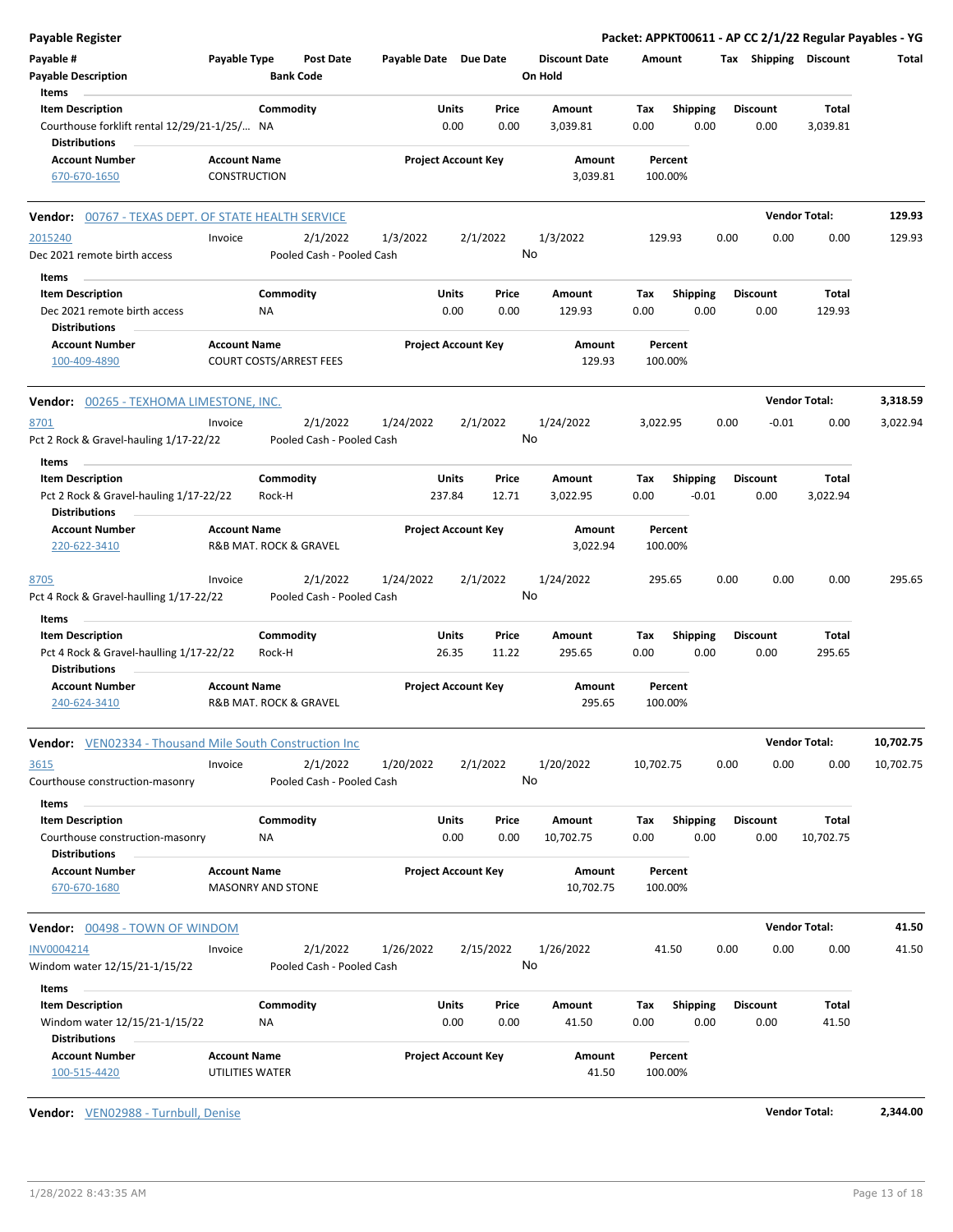## Payable Register

**Packet: APPKT00611 - AP CC 2/1/22 Regular Payables - YG**

| Payable # | Payable Type | Post Date | Payable Date | Due Date | Discount Date | Amount | Tax | Shipping | Discount | Total |
|---|---|---|---|---|---|---|---|---|---|---|
| Payable Description | | Bank Code | | | On Hold | | | | | |

**Items**

| Item Description | Commodity | Units | Price | Amount | Tax | Shipping | Discount | Total |
|---|---|---|---|---|---|---|---|---|
| Courthouse forklift rental 12/29/21-1/25/... | NA | 0.00 | 0.00 | 3,039.81 | 0.00 | 0.00 | 0.00 | 3,039.81 |

**Distributions**

| Account Number | Account Name | Project Account Key | Amount | Percent |
|---|---|---|---|---|
| 670-670-1650 | CONSTRUCTION | | 3,039.81 | 100.00% |

---

**Vendor:** 00767 - TEXAS DEPT. OF STATE HEALTH SERVICE — **Vendor Total: 129.93**

| Payable # | Payable Type | Post Date | Payable Date | Due Date | Discount Date | Amount | Tax | Shipping | Discount | Total |
|---|---|---|---|---|---|---|---|---|---|---|
| 2015240 | Invoice | 2/1/2022 | 1/3/2022 | 2/1/2022 | 1/3/2022 | 129.93 | 0.00 | 0.00 | 0.00 | 129.93 |
| Dec 2021 remote birth access | | Pooled Cash - Pooled Cash | | | No | | | | | |

**Items**

| Item Description | Commodity | Units | Price | Amount | Tax | Shipping | Discount | Total |
|---|---|---|---|---|---|---|---|---|
| Dec 2021 remote birth access | NA | 0.00 | 0.00 | 129.93 | 0.00 | 0.00 | 0.00 | 129.93 |

**Distributions**

| Account Number | Account Name | Project Account Key | Amount | Percent |
|---|---|---|---|---|
| 100-409-4890 | COURT COSTS/ARREST FEES | | 129.93 | 100.00% |

---

**Vendor:** 00265 - TEXHOMA LIMESTONE, INC. — **Vendor Total: 3,318.59**

| Payable # | Payable Type | Post Date | Payable Date | Due Date | Discount Date | Amount | Tax | Shipping | Discount | Total |
|---|---|---|---|---|---|---|---|---|---|---|
| 8701 | Invoice | 2/1/2022 | 1/24/2022 | 2/1/2022 | 1/24/2022 | 3,022.95 | 0.00 | -0.01 | 0.00 | 3,022.94 |
| Pct 2 Rock & Gravel-hauling 1/17-22/22 | | Pooled Cash - Pooled Cash | | | No | | | | | |

**Items**

| Item Description | Commodity | Units | Price | Amount | Tax | Shipping | Discount | Total |
|---|---|---|---|---|---|---|---|---|
| Pct 2 Rock & Gravel-hauling 1/17-22/22 | Rock-H | 237.84 | 12.71 | 3,022.95 | 0.00 | -0.01 | 0.00 | 3,022.94 |

**Distributions**

| Account Number | Account Name | Project Account Key | Amount | Percent |
|---|---|---|---|---|
| 220-622-3410 | R&B MAT. ROCK & GRAVEL | | 3,022.94 | 100.00% |

| Payable # | Payable Type | Post Date | Payable Date | Due Date | Discount Date | Amount | Tax | Shipping | Discount | Total |
|---|---|---|---|---|---|---|---|---|---|---|
| 8705 | Invoice | 2/1/2022 | 1/24/2022 | 2/1/2022 | 1/24/2022 | 295.65 | 0.00 | 0.00 | 0.00 | 295.65 |
| Pct 4 Rock & Gravel-haulling 1/17-22/22 | | Pooled Cash - Pooled Cash | | | No | | | | | |

**Items**

| Item Description | Commodity | Units | Price | Amount | Tax | Shipping | Discount | Total |
|---|---|---|---|---|---|---|---|---|
| Pct 4 Rock & Gravel-haulling 1/17-22/22 | Rock-H | 26.35 | 11.22 | 295.65 | 0.00 | 0.00 | 0.00 | 295.65 |

**Distributions**

| Account Number | Account Name | Project Account Key | Amount | Percent |
|---|---|---|---|---|
| 240-624-3410 | R&B MAT. ROCK & GRAVEL | | 295.65 | 100.00% |

---

**Vendor:** VEN02334 - Thousand Mile South Construction Inc — **Vendor Total: 10,702.75**

| Payable # | Payable Type | Post Date | Payable Date | Due Date | Discount Date | Amount | Tax | Shipping | Discount | Total |
|---|---|---|---|---|---|---|---|---|---|---|
| 3615 | Invoice | 2/1/2022 | 1/20/2022 | 2/1/2022 | 1/20/2022 | 10,702.75 | 0.00 | 0.00 | 0.00 | 10,702.75 |
| Courthouse construction-masonry | | Pooled Cash - Pooled Cash | | | No | | | | | |

**Items**

| Item Description | Commodity | Units | Price | Amount | Tax | Shipping | Discount | Total |
|---|---|---|---|---|---|---|---|---|
| Courthouse construction-masonry | NA | 0.00 | 0.00 | 10,702.75 | 0.00 | 0.00 | 0.00 | 10,702.75 |

**Distributions**

| Account Number | Account Name | Project Account Key | Amount | Percent |
|---|---|---|---|---|
| 670-670-1680 | MASONRY AND STONE | | 10,702.75 | 100.00% |

---

**Vendor:** 00498 - TOWN OF WINDOM — **Vendor Total: 41.50**

| Payable # | Payable Type | Post Date | Payable Date | Due Date | Discount Date | Amount | Tax | Shipping | Discount | Total |
|---|---|---|---|---|---|---|---|---|---|---|
| INV0004214 | Invoice | 2/1/2022 | 1/26/2022 | 2/15/2022 | 1/26/2022 | 41.50 | 0.00 | 0.00 | 0.00 | 41.50 |
| Windom water 12/15/21-1/15/22 | | Pooled Cash - Pooled Cash | | | No | | | | | |

**Items**

| Item Description | Commodity | Units | Price | Amount | Tax | Shipping | Discount | Total |
|---|---|---|---|---|---|---|---|---|
| Windom water 12/15/21-1/15/22 | NA | 0.00 | 0.00 | 41.50 | 0.00 | 0.00 | 0.00 | 41.50 |

**Distributions**

| Account Number | Account Name | Project Account Key | Amount | Percent |
|---|---|---|---|---|
| 100-515-4420 | UTILITIES WATER | | 41.50 | 100.00% |

---

**Vendor:** VEN02988 - Turnbull, Denise — **Vendor Total: 2,344.00**

1/28/2022 8:43:35 AM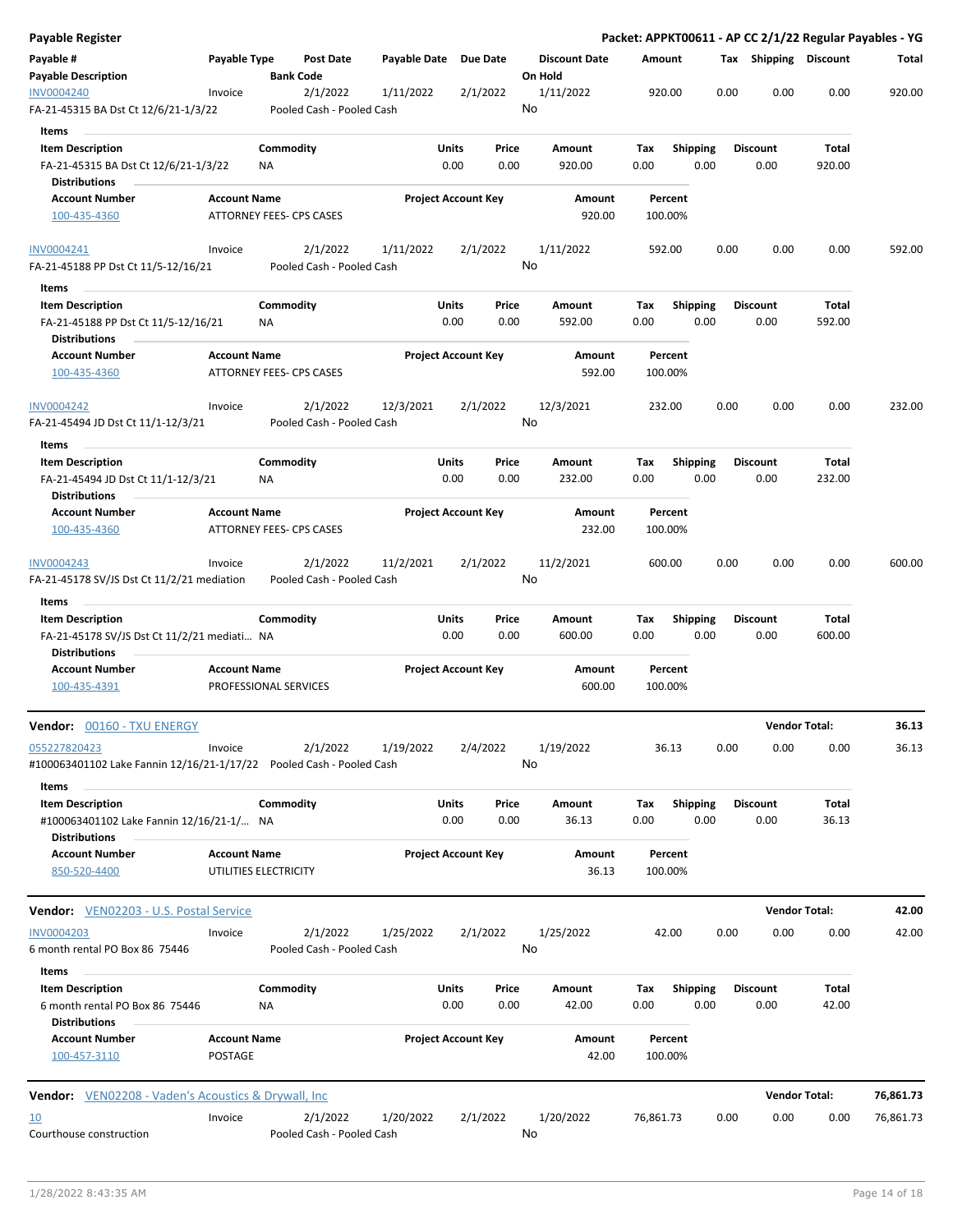**Payable Register** — Packet: APPKT00611 - AP CC 2/1/22 Regular Payables - YG

| Payable # / Payable Description | Payable Type | Post Date / Bank Code | Payable Date | Due Date | Discount Date / On Hold | Amount | Tax | Shipping | Discount | Total |
|---|---|---|---|---|---|---|---|---|---|---|
| INV0004240 | Invoice | 2/1/2022 | 1/11/2022 | 2/1/2022 | 1/11/2022 | 920.00 | 0.00 | 0.00 | 0.00 | 920.00 |
| FA-21-45315 BA Dst Ct 12/6/21-1/3/22 | | Pooled Cash - Pooled Cash | | | No | | | | | |

Items

| Item Description | Commodity | Units | Price | Amount | Tax | Shipping | Discount | Total |
|---|---|---|---|---|---|---|---|---|
| FA-21-45315 BA Dst Ct 12/6/21-1/3/22 | NA | 0.00 | 0.00 | 920.00 | 0.00 | 0.00 | 0.00 | 920.00 |

Distributions

| Account Number | Account Name | Project Account Key | Amount | Percent |
|---|---|---|---|---|
| 100-435-4360 | ATTORNEY FEES- CPS CASES | | 920.00 | 100.00% |

| Payable # / Payable Description | Payable Type | Post Date / Bank Code | Payable Date | Due Date | Discount Date / On Hold | Amount | Tax | Shipping | Discount | Total |
|---|---|---|---|---|---|---|---|---|---|---|
| INV0004241 | Invoice | 2/1/2022 | 1/11/2022 | 2/1/2022 | 1/11/2022 | 592.00 | 0.00 | 0.00 | 0.00 | 592.00 |
| FA-21-45188 PP Dst Ct 11/5-12/16/21 | | Pooled Cash - Pooled Cash | | | No | | | | | |

Items

| Item Description | Commodity | Units | Price | Amount | Tax | Shipping | Discount | Total |
|---|---|---|---|---|---|---|---|---|
| FA-21-45188 PP Dst Ct 11/5-12/16/21 | NA | 0.00 | 0.00 | 592.00 | 0.00 | 0.00 | 0.00 | 592.00 |

Distributions

| Account Number | Account Name | Project Account Key | Amount | Percent |
|---|---|---|---|---|
| 100-435-4360 | ATTORNEY FEES- CPS CASES | | 592.00 | 100.00% |

| Payable # / Payable Description | Payable Type | Post Date / Bank Code | Payable Date | Due Date | Discount Date / On Hold | Amount | Tax | Shipping | Discount | Total |
|---|---|---|---|---|---|---|---|---|---|---|
| INV0004242 | Invoice | 2/1/2022 | 12/3/2021 | 2/1/2022 | 12/3/2021 | 232.00 | 0.00 | 0.00 | 0.00 | 232.00 |
| FA-21-45494 JD Dst Ct 11/1-12/3/21 | | Pooled Cash - Pooled Cash | | | No | | | | | |

Items

| Item Description | Commodity | Units | Price | Amount | Tax | Shipping | Discount | Total |
|---|---|---|---|---|---|---|---|---|
| FA-21-45494 JD Dst Ct 11/1-12/3/21 | NA | 0.00 | 0.00 | 232.00 | 0.00 | 0.00 | 0.00 | 232.00 |

Distributions

| Account Number | Account Name | Project Account Key | Amount | Percent |
|---|---|---|---|---|
| 100-435-4360 | ATTORNEY FEES- CPS CASES | | 232.00 | 100.00% |

| Payable # / Payable Description | Payable Type | Post Date / Bank Code | Payable Date | Due Date | Discount Date / On Hold | Amount | Tax | Shipping | Discount | Total |
|---|---|---|---|---|---|---|---|---|---|---|
| INV0004243 | Invoice | 2/1/2022 | 11/2/2021 | 2/1/2022 | 11/2/2021 | 600.00 | 0.00 | 0.00 | 0.00 | 600.00 |
| FA-21-45178 SV/JS Dst Ct 11/2/21 mediation | | Pooled Cash - Pooled Cash | | | No | | | | | |

Items

| Item Description | Commodity | Units | Price | Amount | Tax | Shipping | Discount | Total |
|---|---|---|---|---|---|---|---|---|
| FA-21-45178 SV/JS Dst Ct 11/2/21 mediati... | NA | 0.00 | 0.00 | 600.00 | 0.00 | 0.00 | 0.00 | 600.00 |

Distributions

| Account Number | Account Name | Project Account Key | Amount | Percent |
|---|---|---|---|---|
| 100-435-4391 | PROFESSIONAL SERVICES | | 600.00 | 100.00% |

**Vendor: 00160 - TXU ENERGY** — Vendor Total: **36.13**

| Payable # / Payable Description | Payable Type | Post Date / Bank Code | Payable Date | Due Date | Discount Date / On Hold | Amount | Tax | Shipping | Discount | Total |
|---|---|---|---|---|---|---|---|---|---|---|
| 055227820423 | Invoice | 2/1/2022 | 1/19/2022 | 2/4/2022 | 1/19/2022 | 36.13 | 0.00 | 0.00 | 0.00 | 36.13 |
| #100063401102 Lake Fannin 12/16/21-1/17/22 | | Pooled Cash - Pooled Cash | | | No | | | | | |

Items

| Item Description | Commodity | Units | Price | Amount | Tax | Shipping | Discount | Total |
|---|---|---|---|---|---|---|---|---|
| #100063401102 Lake Fannin 12/16/21-1/... | NA | 0.00 | 0.00 | 36.13 | 0.00 | 0.00 | 0.00 | 36.13 |

Distributions

| Account Number | Account Name | Project Account Key | Amount | Percent |
|---|---|---|---|---|
| 850-520-4400 | UTILITIES ELECTRICITY | | 36.13 | 100.00% |

**Vendor: VEN02203 - U.S. Postal Service** — Vendor Total: **42.00**

| Payable # / Payable Description | Payable Type | Post Date / Bank Code | Payable Date | Due Date | Discount Date / On Hold | Amount | Tax | Shipping | Discount | Total |
|---|---|---|---|---|---|---|---|---|---|---|
| INV0004203 | Invoice | 2/1/2022 | 1/25/2022 | 2/1/2022 | 1/25/2022 | 42.00 | 0.00 | 0.00 | 0.00 | 42.00 |
| 6 month rental PO Box 86 75446 | | Pooled Cash - Pooled Cash | | | No | | | | | |

Items

| Item Description | Commodity | Units | Price | Amount | Tax | Shipping | Discount | Total |
|---|---|---|---|---|---|---|---|---|
| 6 month rental PO Box 86 75446 | NA | 0.00 | 0.00 | 42.00 | 0.00 | 0.00 | 0.00 | 42.00 |

Distributions

| Account Number | Account Name | Project Account Key | Amount | Percent |
|---|---|---|---|---|
| 100-457-3110 | POSTAGE | | 42.00 | 100.00% |

**Vendor: VEN02208 - Vaden's Acoustics & Drywall, Inc** — Vendor Total: **76,861.73**

| Payable # / Payable Description | Payable Type | Post Date / Bank Code | Payable Date | Due Date | Discount Date / On Hold | Amount | Tax | Shipping | Discount | Total |
|---|---|---|---|---|---|---|---|---|---|---|
| 10 | Invoice | 2/1/2022 | 1/20/2022 | 2/1/2022 | 1/20/2022 | 76,861.73 | 0.00 | 0.00 | 0.00 | 76,861.73 |
| Courthouse construction | | Pooled Cash - Pooled Cash | | | No | | | | | |

1/28/2022 8:43:35 AM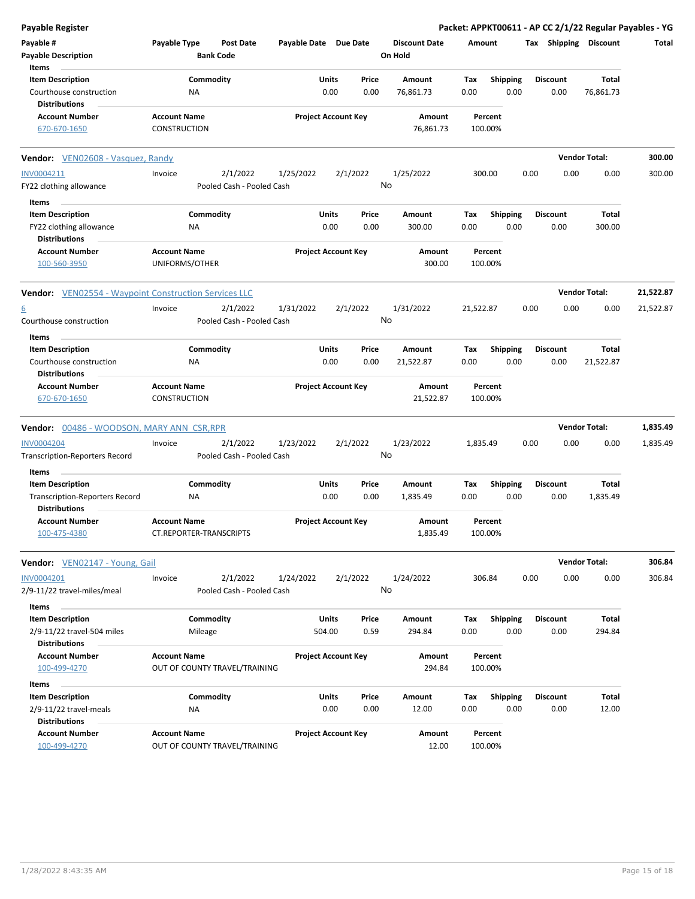**Payable Register** — **Packet: APPKT00611 - AP CC 2/1/22 Regular Payables - YG**

| Payable # | Payable Type | Post Date | Payable Date | Due Date | Discount Date | Amount | Tax | Shipping | Discount | Total |
|---|---|---|---|---|---|---|---|---|---|---|
| Payable Description | | Bank Code | | | On Hold | | | | | |

Items

| Item Description | Commodity | Units | Price | Amount | Tax | Shipping | Discount | Total |
|---|---|---|---|---|---|---|---|---|
| Courthouse construction | NA | 0.00 | 0.00 | 76,861.73 | 0.00 | 0.00 | 0.00 | 76,861.73 |

Distributions

| Account Number | Account Name | Project Account Key | Amount | Percent |
|---|---|---|---|---|
| 670-670-1650 | CONSTRUCTION | | 76,861.73 | 100.00% |

---

**Vendor:** VEN02608 - Vasquez, Randy — **Vendor Total: 300.00**

| Payable # | Payable Type | Post Date | Payable Date | Due Date | Discount Date | Amount | Tax | Shipping | Discount | Total |
|---|---|---|---|---|---|---|---|---|---|---|
| INV0004211 | Invoice | 2/1/2022 | 1/25/2022 | 2/1/2022 | 1/25/2022 | 300.00 | 0.00 | 0.00 | 0.00 | 300.00 |
| FY22 clothing allowance | | Pooled Cash - Pooled Cash | | | No | | | | | |

Items

| Item Description | Commodity | Units | Price | Amount | Tax | Shipping | Discount | Total |
|---|---|---|---|---|---|---|---|---|
| FY22 clothing allowance | NA | 0.00 | 0.00 | 300.00 | 0.00 | 0.00 | 0.00 | 300.00 |

Distributions

| Account Number | Account Name | Project Account Key | Amount | Percent |
|---|---|---|---|---|
| 100-560-3950 | UNIFORMS/OTHER | | 300.00 | 100.00% |

---

**Vendor:** VEN02554 - Waypoint Construction Services LLC — **Vendor Total: 21,522.87**

| Payable # | Payable Type | Post Date | Payable Date | Due Date | Discount Date | Amount | Tax | Shipping | Discount | Total |
|---|---|---|---|---|---|---|---|---|---|---|
| 6 | Invoice | 2/1/2022 | 1/31/2022 | 2/1/2022 | 1/31/2022 | 21,522.87 | 0.00 | 0.00 | 0.00 | 21,522.87 |
| Courthouse construction | | Pooled Cash - Pooled Cash | | | No | | | | | |

Items

| Item Description | Commodity | Units | Price | Amount | Tax | Shipping | Discount | Total |
|---|---|---|---|---|---|---|---|---|
| Courthouse construction | NA | 0.00 | 0.00 | 21,522.87 | 0.00 | 0.00 | 0.00 | 21,522.87 |

Distributions

| Account Number | Account Name | Project Account Key | Amount | Percent |
|---|---|---|---|---|
| 670-670-1650 | CONSTRUCTION | | 21,522.87 | 100.00% |

---

**Vendor:** 00486 - WOODSON, MARY ANN CSR,RPR — **Vendor Total: 1,835.49**

| Payable # | Payable Type | Post Date | Payable Date | Due Date | Discount Date | Amount | Tax | Shipping | Discount | Total |
|---|---|---|---|---|---|---|---|---|---|---|
| INV0004204 | Invoice | 2/1/2022 | 1/23/2022 | 2/1/2022 | 1/23/2022 | 1,835.49 | 0.00 | 0.00 | 0.00 | 1,835.49 |
| Transcription-Reporters Record | | Pooled Cash - Pooled Cash | | | No | | | | | |

Items

| Item Description | Commodity | Units | Price | Amount | Tax | Shipping | Discount | Total |
|---|---|---|---|---|---|---|---|---|
| Transcription-Reporters Record | NA | 0.00 | 0.00 | 1,835.49 | 0.00 | 0.00 | 0.00 | 1,835.49 |

Distributions

| Account Number | Account Name | Project Account Key | Amount | Percent |
|---|---|---|---|---|
| 100-475-4380 | CT.REPORTER-TRANSCRIPTS | | 1,835.49 | 100.00% |

---

**Vendor:** VEN02147 - Young, Gail — **Vendor Total: 306.84**

| Payable # | Payable Type | Post Date | Payable Date | Due Date | Discount Date | Amount | Tax | Shipping | Discount | Total |
|---|---|---|---|---|---|---|---|---|---|---|
| INV0004201 | Invoice | 2/1/2022 | 1/24/2022 | 2/1/2022 | 1/24/2022 | 306.84 | 0.00 | 0.00 | 0.00 | 306.84 |
| 2/9-11/22 travel-miles/meal | | Pooled Cash - Pooled Cash | | | No | | | | | |

Items

| Item Description | Commodity | Units | Price | Amount | Tax | Shipping | Discount | Total |
|---|---|---|---|---|---|---|---|---|
| 2/9-11/22 travel-504 miles | Mileage | 504.00 | 0.59 | 294.84 | 0.00 | 0.00 | 0.00 | 294.84 |

Distributions

| Account Number | Account Name | Project Account Key | Amount | Percent |
|---|---|---|---|---|
| 100-499-4270 | OUT OF COUNTY TRAVEL/TRAINING | | 294.84 | 100.00% |

Items

| Item Description | Commodity | Units | Price | Amount | Tax | Shipping | Discount | Total |
|---|---|---|---|---|---|---|---|---|
| 2/9-11/22 travel-meals | NA | 0.00 | 0.00 | 12.00 | 0.00 | 0.00 | 0.00 | 12.00 |

Distributions

| Account Number | Account Name | Project Account Key | Amount | Percent |
|---|---|---|---|---|
| 100-499-4270 | OUT OF COUNTY TRAVEL/TRAINING | | 12.00 | 100.00% |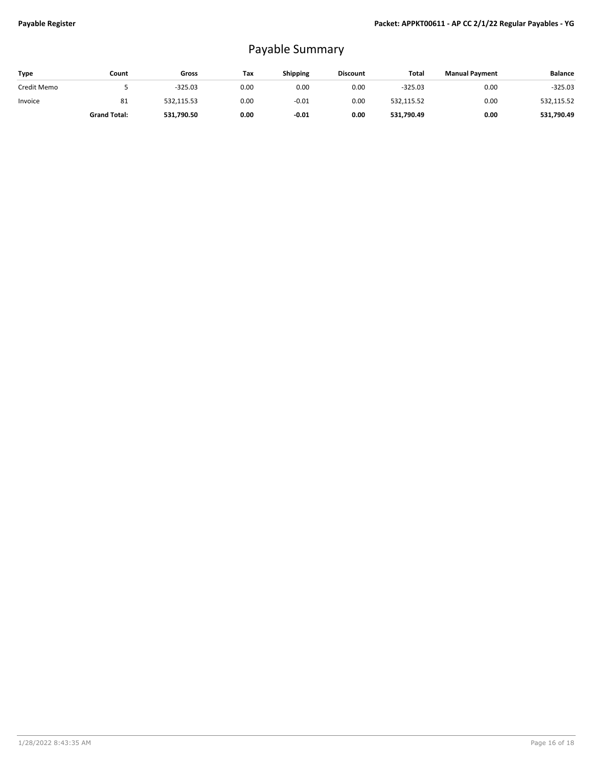# Payable Summary

| Type | Count | Gross | Tax | Shipping | Discount | Total | Manual Payment | Balance |
|---|---|---|---|---|---|---|---|---|
| Credit Memo | 5 | -325.03 | 0.00 | 0.00 | 0.00 | -325.03 | 0.00 | -325.03 |
| Invoice | 81 | 532,115.53 | 0.00 | -0.01 | 0.00 | 532,115.52 | 0.00 | 532,115.52 |
| | **Grand Total:** | **531,790.50** | **0.00** | **-0.01** | **0.00** | **531,790.49** | **0.00** | **531,790.49** |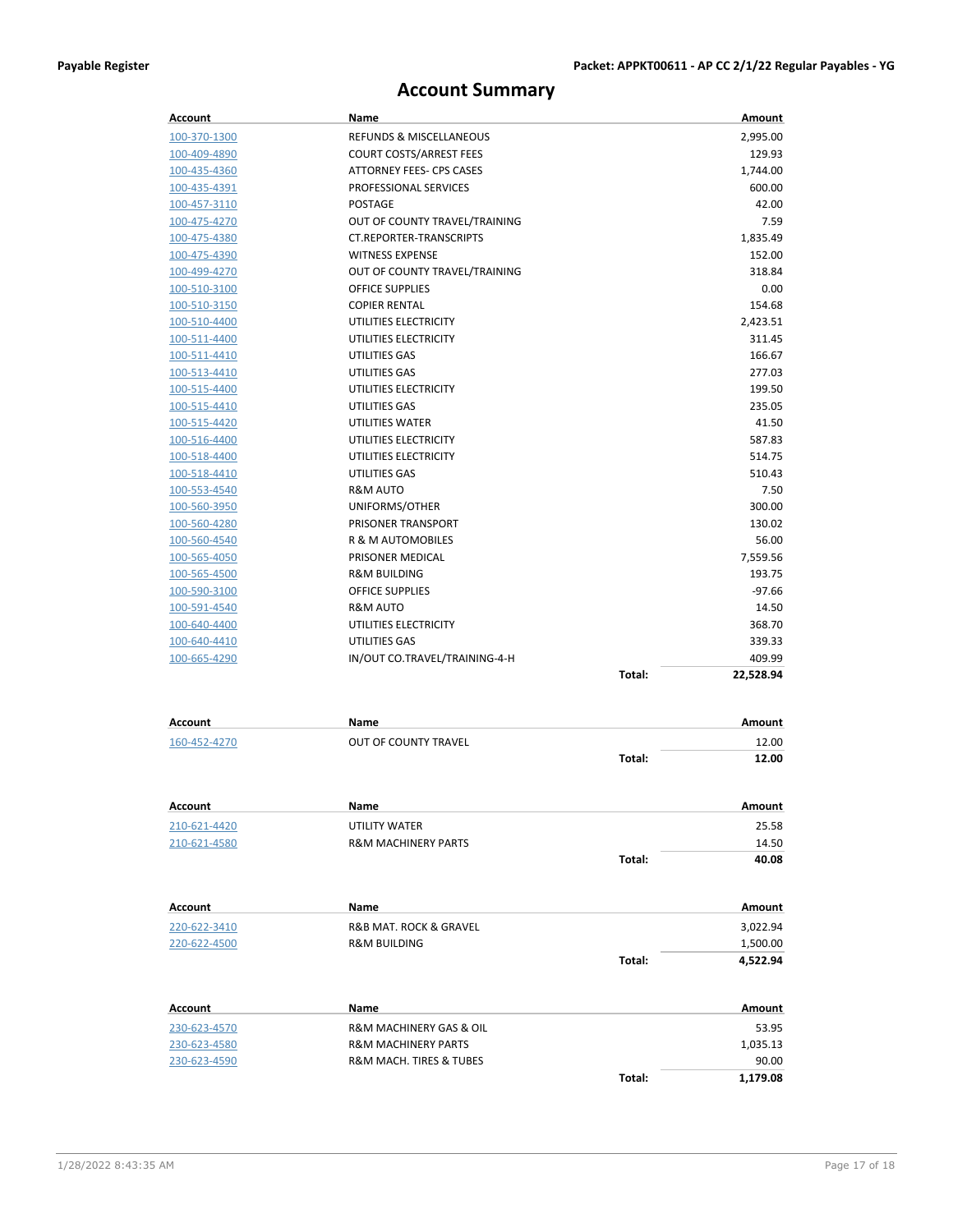# Account Summary

| Account | Name | | Amount |
|---|---|---|---|
| 100-370-1300 | REFUNDS & MISCELLANEOUS | | 2,995.00 |
| 100-409-4890 | COURT COSTS/ARREST FEES | | 129.93 |
| 100-435-4360 | ATTORNEY FEES- CPS CASES | | 1,744.00 |
| 100-435-4391 | PROFESSIONAL SERVICES | | 600.00 |
| 100-457-3110 | POSTAGE | | 42.00 |
| 100-475-4270 | OUT OF COUNTY TRAVEL/TRAINING | | 7.59 |
| 100-475-4380 | CT.REPORTER-TRANSCRIPTS | | 1,835.49 |
| 100-475-4390 | WITNESS EXPENSE | | 152.00 |
| 100-499-4270 | OUT OF COUNTY TRAVEL/TRAINING | | 318.84 |
| 100-510-3100 | OFFICE SUPPLIES | | 0.00 |
| 100-510-3150 | COPIER RENTAL | | 154.68 |
| 100-510-4400 | UTILITIES ELECTRICITY | | 2,423.51 |
| 100-511-4400 | UTILITIES ELECTRICITY | | 311.45 |
| 100-511-4410 | UTILITIES GAS | | 166.67 |
| 100-513-4410 | UTILITIES GAS | | 277.03 |
| 100-515-4400 | UTILITIES ELECTRICITY | | 199.50 |
| 100-515-4410 | UTILITIES GAS | | 235.05 |
| 100-515-4420 | UTILITIES WATER | | 41.50 |
| 100-516-4400 | UTILITIES ELECTRICITY | | 587.83 |
| 100-518-4400 | UTILITIES ELECTRICITY | | 514.75 |
| 100-518-4410 | UTILITIES GAS | | 510.43 |
| 100-553-4540 | R&M AUTO | | 7.50 |
| 100-560-3950 | UNIFORMS/OTHER | | 300.00 |
| 100-560-4280 | PRISONER TRANSPORT | | 130.02 |
| 100-560-4540 | R & M AUTOMOBILES | | 56.00 |
| 100-565-4050 | PRISONER MEDICAL | | 7,559.56 |
| 100-565-4500 | R&M BUILDING | | 193.75 |
| 100-590-3100 | OFFICE SUPPLIES | | -97.66 |
| 100-591-4540 | R&M AUTO | | 14.50 |
| 100-640-4400 | UTILITIES ELECTRICITY | | 368.70 |
| 100-640-4410 | UTILITIES GAS | | 339.33 |
| 100-665-4290 | IN/OUT CO.TRAVEL/TRAINING-4-H | | 409.99 |
| | | **Total:** | **22,528.94** |

| Account | Name | | Amount |
|---|---|---|---|
| 160-452-4270 | OUT OF COUNTY TRAVEL | | 12.00 |
| | | **Total:** | **12.00** |

| Account | Name | | Amount |
|---|---|---|---|
| 210-621-4420 | UTILITY WATER | | 25.58 |
| 210-621-4580 | R&M MACHINERY PARTS | | 14.50 |
| | | **Total:** | **40.08** |

| Account | Name | | Amount |
|---|---|---|---|
| 220-622-3410 | R&B MAT. ROCK & GRAVEL | | 3,022.94 |
| 220-622-4500 | R&M BUILDING | | 1,500.00 |
| | | **Total:** | **4,522.94** |

| Account | Name | | Amount |
|---|---|---|---|
| 230-623-4570 | R&M MACHINERY GAS & OIL | | 53.95 |
| 230-623-4580 | R&M MACHINERY PARTS | | 1,035.13 |
| 230-623-4590 | R&M MACH. TIRES & TUBES | | 90.00 |
| | | **Total:** | **1,179.08** |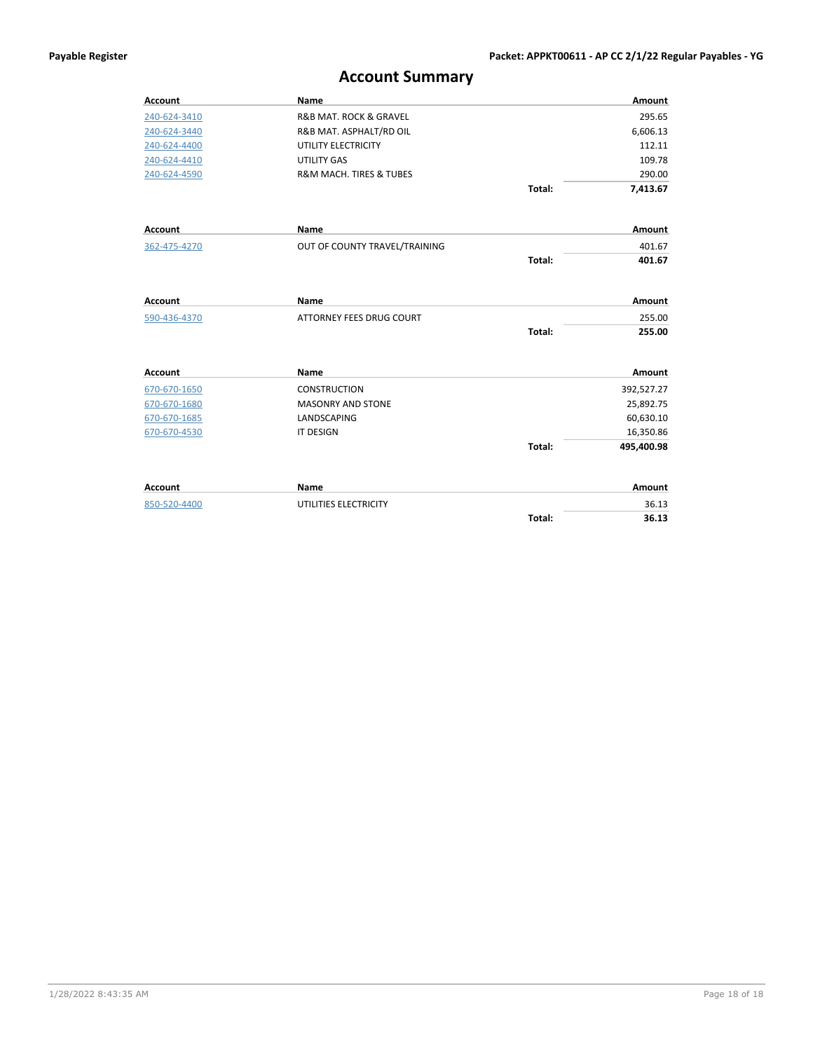# Account Summary

| Account | Name | | Amount |
|---|---|---|---|
| 240-624-3410 | R&B MAT. ROCK & GRAVEL | | 295.65 |
| 240-624-3440 | R&B MAT. ASPHALT/RD OIL | | 6,606.13 |
| 240-624-4400 | UTILITY ELECTRICITY | | 112.11 |
| 240-624-4410 | UTILITY GAS | | 109.78 |
| 240-624-4590 | R&M MACH. TIRES & TUBES | | 290.00 |
| | | **Total:** | **7,413.67** |

| Account | Name | | Amount |
|---|---|---|---|
| 362-475-4270 | OUT OF COUNTY TRAVEL/TRAINING | | 401.67 |
| | | **Total:** | **401.67** |

| Account | Name | | Amount |
|---|---|---|---|
| 590-436-4370 | ATTORNEY FEES DRUG COURT | | 255.00 |
| | | **Total:** | **255.00** |

| Account | Name | | Amount |
|---|---|---|---|
| 670-670-1650 | CONSTRUCTION | | 392,527.27 |
| 670-670-1680 | MASONRY AND STONE | | 25,892.75 |
| 670-670-1685 | LANDSCAPING | | 60,630.10 |
| 670-670-4530 | IT DESIGN | | 16,350.86 |
| | | **Total:** | **495,400.98** |

| Account | Name | | Amount |
|---|---|---|---|
| 850-520-4400 | UTILITIES ELECTRICITY | | 36.13 |
| | | **Total:** | **36.13** |